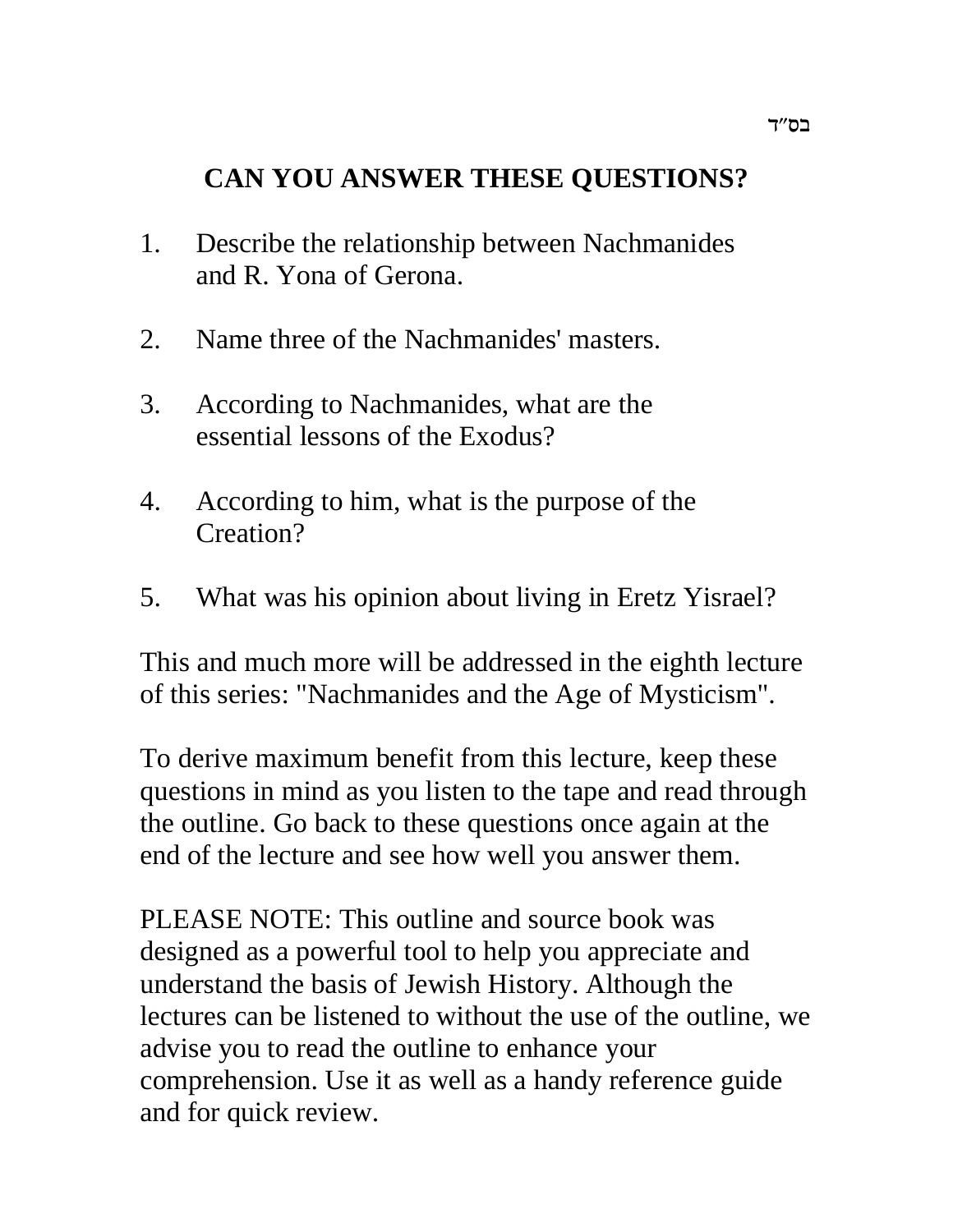בס"ד

# CAN YOU ANSWER THESE QUESTIONS?

1. Describe the relationship between Nachmanides and R. Yona of Gerona.

2. Name three of the Nachmanides' masters.

3. According to Nachmanides, what are the essential lessons of the Exodus?

4. According to him, what is the purpose of the Creation?

5. What was his opinion about living in Eretz Yisrael?

This and much more will be addressed in the eighth lecture of this series: "Nachmanides and the Age of Mysticism".

To derive maximum benefit from this lecture, keep these questions in mind as you listen to the tape and read through the outline. Go back to these questions once again at the end of the lecture and see how well you answer them.

PLEASE NOTE: This outline and source book was designed as a powerful tool to help you appreciate and understand the basis of Jewish History. Although the lectures can be listened to without the use of the outline, we advise you to read the outline to enhance your comprehension. Use it as well as a handy reference guide and for quick review.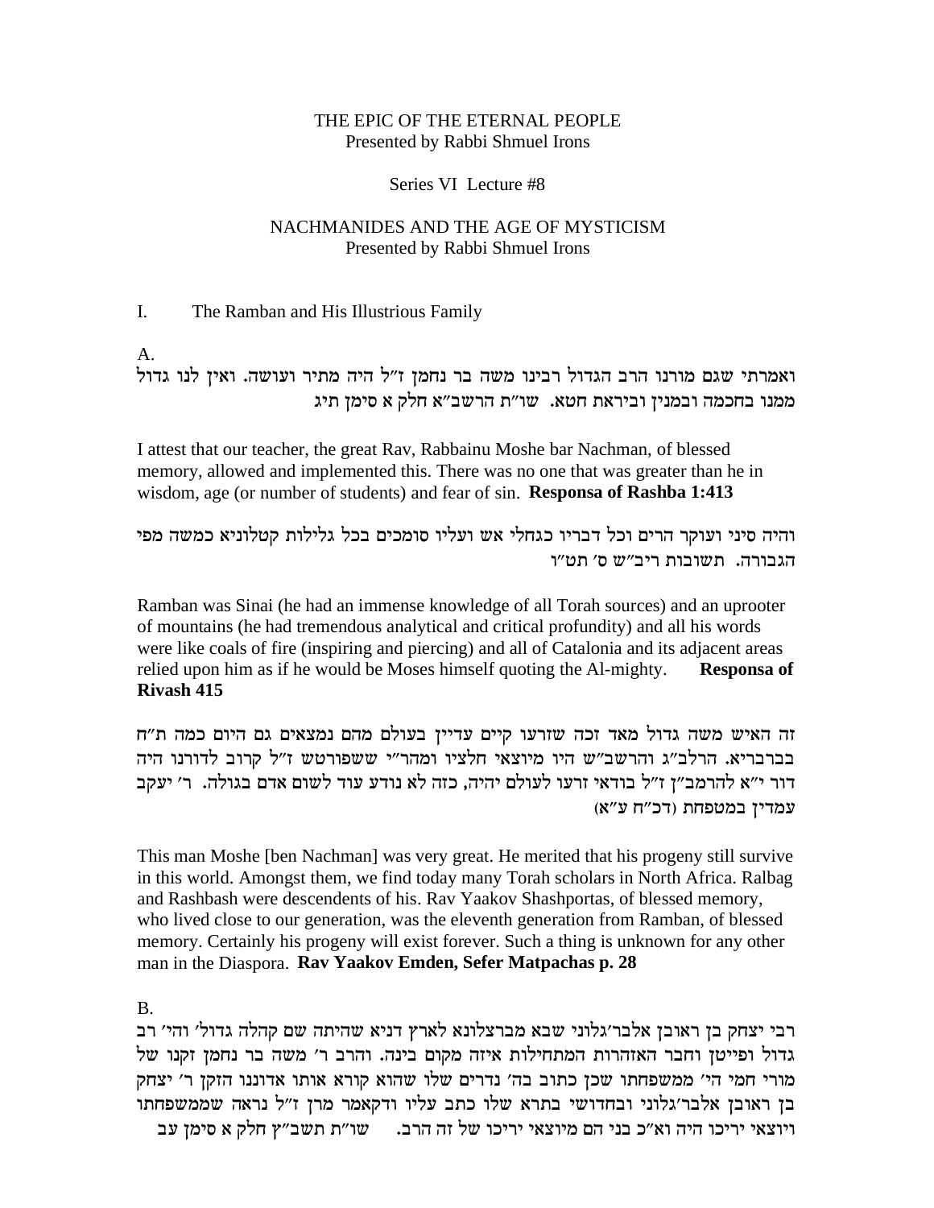THE EPIC OF THE ETERNAL PEOPLE
Presented by Rabbi Shmuel Irons

Series VI Lecture #8

NACHMANIDES AND THE AGE OF MYSTICISM
Presented by Rabbi Shmuel Irons

I. The Ramban and His Illustrious Family

A.

ואמרתי שגם מורנו הרב הגדול רבינו משה בר נחמן ז"ל היה מתיר ועושה. ואין לנו גדול ממנו בחכמה ובמנין וביראת חטא. שו"ת הרשב"א חלק א סימן תיג

I attest that our teacher, the great Rav, Rabbainu Moshe bar Nachman, of blessed memory, allowed and implemented this. There was no one that was greater than he in wisdom, age (or number of students) and fear of sin. **Responsa of Rashba 1:413**

והיה סיני ועוקר הרים וכל דבריו כגחלי אש ועליו סומכים בכל גלילות קטלוניא כמשה מפי הגבורה. תשובות ריב"ש ס' תט"ו

Ramban was Sinai (he had an immense knowledge of all Torah sources) and an uprooter of mountains (he had tremendous analytical and critical profundity) and all his words were like coals of fire (inspiring and piercing) and all of Catalonia and its adjacent areas relied upon him as if he would be Moses himself quoting the Al-mighty. **Responsa of Rivash 415**

זה האיש משה גדול מאד זכה שזרעו קיים עדיין בעולם מהם נמצאים גם היום כמה ת"ח בברבריא. הרלב"ג והרשב"ש היו מיוצאי חלציו ומהר"י ששפורטש ז"ל קרוב לדורנו היה דור י"א להרמב"ן ז"ל בודאי זרעו לעולם יהיה, כזה לא נודע עוד לשום אדם בגולה. ר' יעקב עמדין במטפחת (דכ"ח ע"א)

This man Moshe [ben Nachman] was very great. He merited that his progeny still survive in this world. Amongst them, we find today many Torah scholars in North Africa. Ralbag and Rashbash were descendents of his. Rav Yaakov Shashportas, of blessed memory, who lived close to our generation, was the eleventh generation from Ramban, of blessed memory. Certainly his progeny will exist forever. Such a thing is unknown for any other man in the Diaspora. **Rav Yaakov Emden, Sefer Matpachas p. 28**

B.

רבי יצחק בן ראובן אלבר'גלוני שבא מברצלונא לארץ דניא שהיתה שם קהלה גדול' והי' רב גדול ופייטן וחבר האזהרות המתחילות איזה מקום בינה. והרב ר' משה בר נחמן זקנו של מורי חמי הי' ממשפחתו שכן כתוב בה' נדרים שלו שהוא קורא אותו אדוננו הזקן ר' יצחק בן ראובן אלבר'גלוני ובחדושי בתרא שלו כתב עליו ודקאמר מרן ז"ל נראה שממשפחתו ויוצאי יריכו היה וא"כ בני הם מיוצאי יריכו של זה הרב. שו"ת תשב"ץ חלק א סימן עב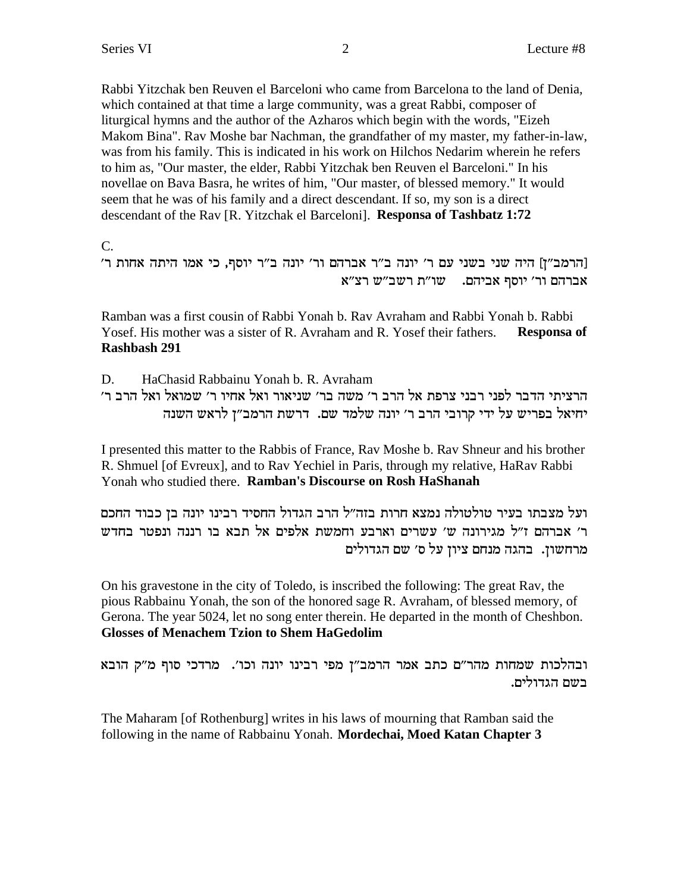Rabbi Yitzchak ben Reuven el Barceloni who came from Barcelona to the land of Denia, which contained at that time a large community, was a great Rabbi, composer of liturgical hymns and the author of the Azharos which begin with the words, "Eizeh Makom Bina". Rav Moshe bar Nachman, the grandfather of my master, my father-in-law, was from his family. This is indicated in his work on Hilchos Nedarim wherein he refers to him as, "Our master, the elder, Rabbi Yitzchak ben Reuven el Barceloni." In his novellae on Bava Basra, he writes of him, "Our master, of blessed memory." It would seem that he was of his family and a direct descendant. If so, my son is a direct descendant of the Rav [R. Yitzchak el Barceloni]. **Responsa of Tashbatz 1:72**

C.

[הרמב״ן] היה שני בשני עם ר׳ יונה ב״ר אברהם ור׳ יונה ב״ר יוסף, כי אמו היתה אחות ר׳ אברהם ור׳ יוסף אביהם. שו״ת רשב״ש רצ״א

Ramban was a first cousin of Rabbi Yonah b. Rav Avraham and Rabbi Yonah b. Rabbi Yosef. His mother was a sister of R. Avraham and R. Yosef their fathers. **Responsa of Rashbash 291**

D. HaChasid Rabbainu Yonah b. R. Avraham

הרציתי הדבר לפני רבני צרפת אל הרב ר׳ משה בר׳ שניאור ואל אחיו ר׳ שמואל ואל הרב ר׳ יחיאל בפריש על ידי קרובי הרב ר׳ יונה שלמד שם. דרשת הרמב״ן לראש השנה

I presented this matter to the Rabbis of France, Rav Moshe b. Rav Shneur and his brother R. Shmuel [of Evreux], and to Rav Yechiel in Paris, through my relative, HaRav Rabbi Yonah who studied there. **Ramban's Discourse on Rosh HaShanah**

ועל מצבתו בעיר טולטולה נמצא חרות בזה״ל הרב הגדול החסיד רבינו יונה בן כבוד החכם ר׳ אברהם ז״ל מגירונה ש׳ עשרים וארבע וחמשת אלפים אל תבא בו רננה ונפטר בחדש מרחשון. בהגה מנחם ציון על ס׳ שם הגדולים

On his gravestone in the city of Toledo, is inscribed the following: The great Rav, the pious Rabbainu Yonah, the son of the honored sage R. Avraham, of blessed memory, of Gerona. The year 5024, let no song enter therein. He departed in the month of Cheshbon. **Glosses of Menachem Tzion to Shem HaGedolim**

ובהלכות שמחות מהר״ם כתב אמר הרמב״ן מפי רבינו יונה וכו׳. מרדכי סוף מ״ק הובא בשם הגדולים.

The Maharam [of Rothenburg] writes in his laws of mourning that Ramban said the following in the name of Rabbainu Yonah. **Mordechai, Moed Katan Chapter 3**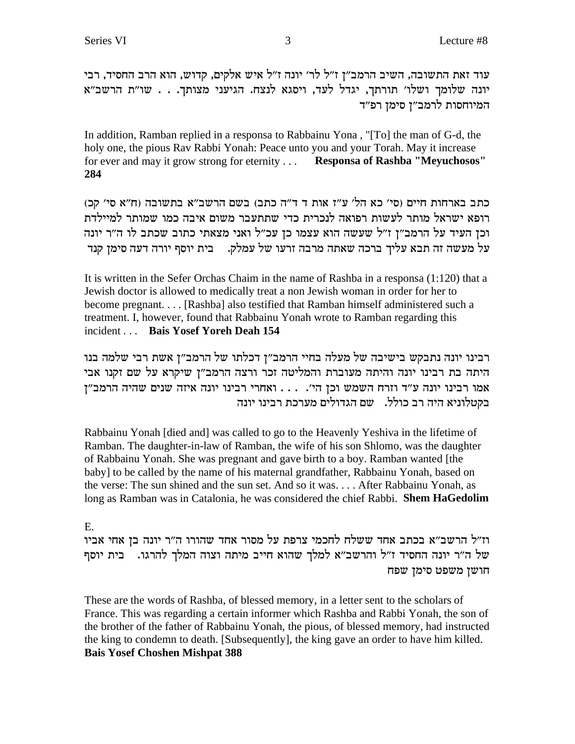עוד זאת התשובה, השיב הרמב"ן ז"ל לר' יונה ז"ל איש אלקים, קדוש, הוא הרב החסיד, רבי יונה שלומך ושלו' תורתך, יגדל לעד, ויסגא לנצח. הגיעני מצותך. . . שו"ת הרשב"א המיוחסות לרמב"ן סימן רפ"ד

In addition, Ramban replied in a responsa to Rabbainu Yona , "[To] the man of G-d, the holy one, the pious Rav Rabbi Yonah: Peace unto you and your Torah. May it increase for ever and may it grow strong for eternity . . . **Responsa of Rashba "Meyuchosos" 284**

כתב בארחות חיים (סי' כא הל' ע"ז אות ד ד"ה כתב) בשם הרשב"א בתשובה (ח"א סי' קכ) רופא ישראל מותר לעשות רפואה לנכרית כדי שתתעבר משום איבה כמו שמותר למיילדת וכן העיד על הרמב"ן ז"ל שעשה הוא עצמו כן עכ"ל ואני מצאתי כתוב שכתב לו ה"ר יונה על מעשה זה תבא עליך ברכה שאתה מרבה זרעו של עמלק. בית יוסף יורה דעה סימן קנד

It is written in the Sefer Orchas Chaim in the name of Rashba in a responsa (1:120) that a Jewish doctor is allowed to medically treat a non Jewish woman in order for her to become pregnant. . . . [Rashba] also testified that Ramban himself administered such a treatment. I, however, found that Rabbainu Yonah wrote to Ramban regarding this incident . . . **Bais Yosef Yoreh Deah 154**

רבינו יונה נתבקש בישיבה של מעלה בחיי הרמב"ן דכלתו של הרמב"ן אשת רבי שלמה בנו היתה בת רבינו יונה והיתה מעוברת והמליטה זכר ורצה הרמב"ן שיקרא על שם זקנו אבי אמו רבינו יונה ע"ד וזרח השמש וכן הי'. . . . ואחרי רבינו יונה איזה שנים שהיה הרמב"ן בקטלוניא היה רב כולל. שם הגדולים מערכת רבינו יונה

Rabbainu Yonah [died and] was called to go to the Heavenly Yeshiva in the lifetime of Ramban. The daughter-in-law of Ramban, the wife of his son Shlomo, was the daughter of Rabbainu Yonah. She was pregnant and gave birth to a boy. Ramban wanted [the baby] to be called by the name of his maternal grandfather, Rabbainu Yonah, based on the verse: The sun shined and the sun set. And so it was. . . . After Rabbainu Yonah, as long as Ramban was in Catalonia, he was considered the chief Rabbi. **Shem HaGedolim**

E.

וז"ל הרשב"א בכתב אחד ששלח לחכמי צרפת על מסור אחד שהורו ה"ר יונה בן אחי אביו של ה"ר יונה החסיד ז"ל והרשב"א למלך שהוא חייב מיתה וצוה המלך להרגו. בית יוסף חושן משפט סימן שפח

These are the words of Rashba, of blessed memory, in a letter sent to the scholars of France. This was regarding a certain informer which Rashba and Rabbi Yonah, the son of the brother of the father of Rabbainu Yonah, the pious, of blessed memory, had instructed the king to condemn to death. [Subsequently], the king gave an order to have him killed. **Bais Yosef Choshen Mishpat 388**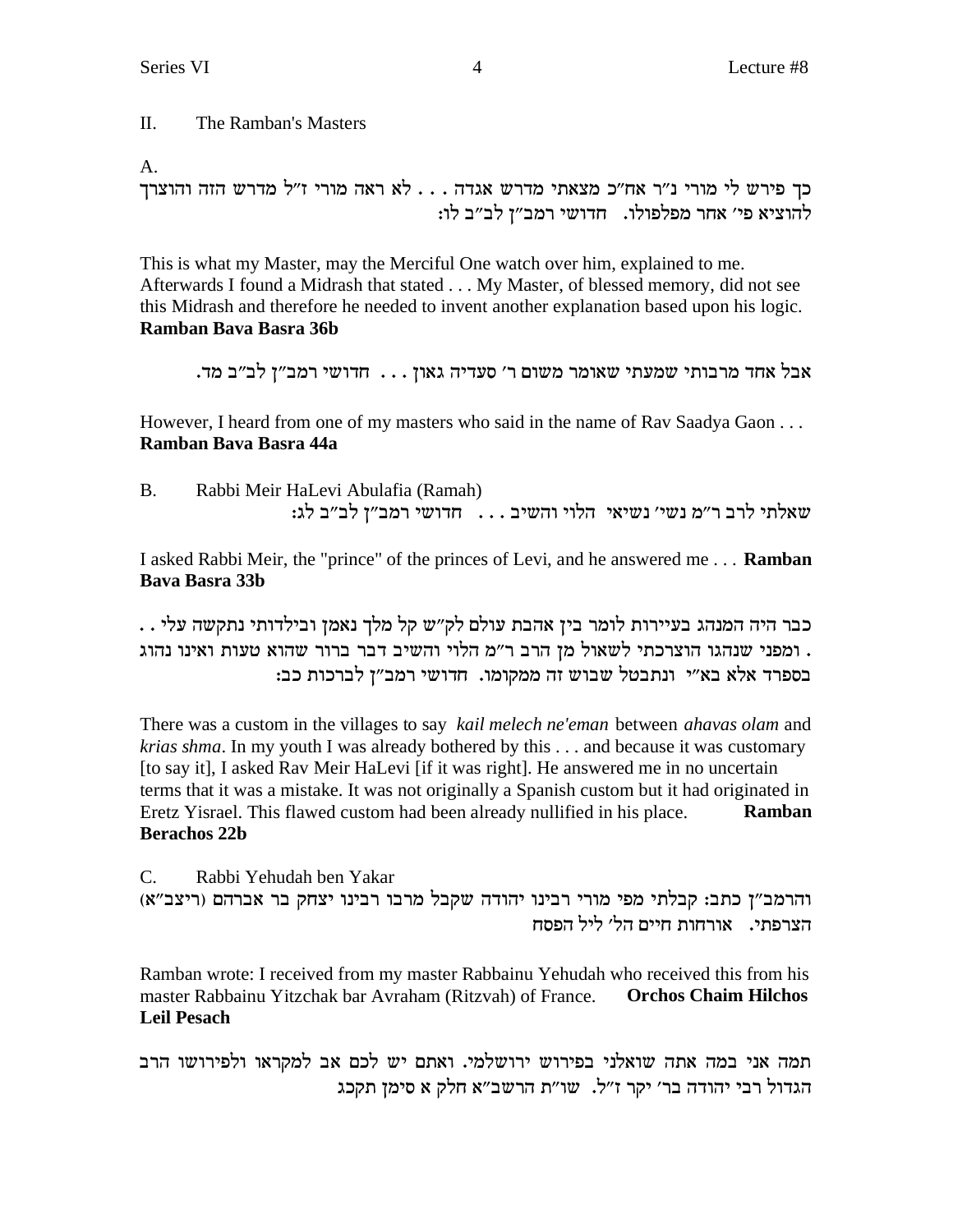## II. The Ramban's Masters

A.

כך פירש לי מורי נ"ר אח"כ מצאתי מדרש אגדה . . . לא ראה מורי ז"ל מדרש הזה והוצרך להוציא פי' אחר מפלפולו. חדושי רמב"ן לב"ב לו:

This is what my Master, may the Merciful One watch over him, explained to me. Afterwards I found a Midrash that stated . . . My Master, of blessed memory, did not see this Midrash and therefore he needed to invent another explanation based upon his logic. **Ramban Bava Basra 36b**

אבל אחד מרבותי שמעתי שאומר משום ר' סעדיה גאון . . . חדושי רמב"ן לב"ב מד.

However, I heard from one of my masters who said in the name of Rav Saadya Gaon . . . **Ramban Bava Basra 44a**

B. Rabbi Meir HaLevi Abulafia (Ramah)

שאלתי לרב ר"מ נשי' נשיאי הלוי והשיב . . . חדושי רמב"ן לב"ב לג:

I asked Rabbi Meir, the "prince" of the princes of Levi, and he answered me . . . **Ramban Bava Basra 33b**

כבר היה המנהג בעיירות לומר בין אהבת עולם לק"ש קל מלך נאמן ובילדותי נתקשה עלי . . . ומפני שנהגו הוצרכתי לשאול מן הרב ר"מ הלוי והשיב דבר ברור שהוא טעות ואינו נהוג בספרד אלא בא"י ונתבטל שבוש זה ממקומו. חדושי רמב"ן לברכות כב:

There was a custom in the villages to say *kail melech ne'eman* between *ahavas olam* and *krias shma*. In my youth I was already bothered by this . . . and because it was customary [to say it], I asked Rav Meir HaLevi [if it was right]. He answered me in no uncertain terms that it was a mistake. It was not originally a Spanish custom but it had originated in Eretz Yisrael. This flawed custom had been already nullified in his place. **Ramban Berachos 22b**

C. Rabbi Yehudah ben Yakar

והרמב"ן כתב: קבלתי מפי מורי רבינו יהודה שקבל מרבו רבינו יצחק בר אברהם (ריצב"א) הצרפתי. אורחות חיים הל' ליל הפסח

Ramban wrote: I received from my master Rabbainu Yehudah who received this from his master Rabbainu Yitzchak bar Avraham (Ritzvah) of France. **Orchos Chaim Hilchos Leil Pesach**

תמה אני במה אתה שואלני בפירוש ירושלמי. ואתם יש לכם אב למקראו ולפירושו הרב הגדול רבי יהודה בר' יקר ז"ל. שו"ת הרשב"א חלק א סימן תקכג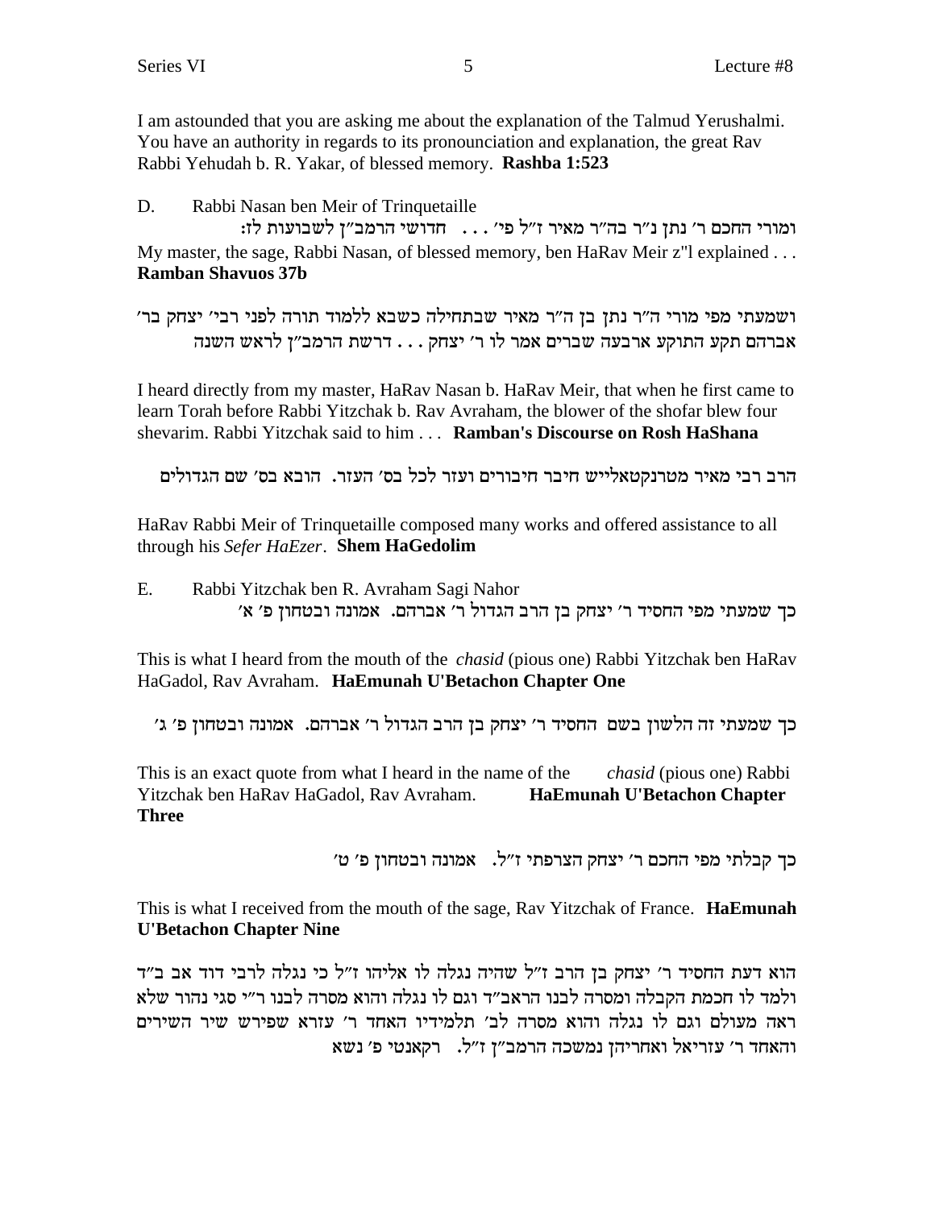I am astounded that you are asking me about the explanation of the Talmud Yerushalmi. You have an authority in regards to its pronounciation and explanation, the great Rav Rabbi Yehudah b. R. Yakar, of blessed memory. **Rashba 1:523**

D. Rabbi Nasan ben Meir of Trinquetaille

ומורי החכם ר' נתן נ"ר בה"ר מאיר ז"ל פי' . . . חדושי הרמב"ן לשבועות לז:

My master, the sage, Rabbi Nasan, of blessed memory, ben HaRav Meir z"l explained . . . **Ramban Shavuos 37b**

ושמעתי מפי מורי ה"ר נתן בן ה"ר מאיר שבתחילה כשבא ללמוד תורה לפני רבי' יצחק בר' אברהם תקע התוקע ארבעה שברים אמר לו ר' יצחק . . . דרשת הרמב"ן לראש השנה

I heard directly from my master, HaRav Nasan b. HaRav Meir, that when he first came to learn Torah before Rabbi Yitzchak b. Rav Avraham, the blower of the shofar blew four shevarim. Rabbi Yitzchak said to him . . . **Ramban's Discourse on Rosh HaShana**

הרב רבי מאיר מטרנקטאלייש חיבר חיבורים ועזר לכל בס' העזר. הובא בס' שם הגדולים

HaRav Rabbi Meir of Trinquetaille composed many works and offered assistance to all through his *Sefer HaEzer*. **Shem HaGedolim**

E. Rabbi Yitzchak ben R. Avraham Sagi Nahor

כך שמעתי מפי החסיד ר' יצחק בן הרב הגדול ר' אברהם. אמונה ובטחון פ' א'

This is what I heard from the mouth of the *chasid* (pious one) Rabbi Yitzchak ben HaRav HaGadol, Rav Avraham. **HaEmunah U'Betachon Chapter One**

כך שמעתי זה הלשון בשם החסיד ר' יצחק בן הרב הגדול ר' אברהם. אמונה ובטחון פ' ג'

This is an exact quote from what I heard in the name of the *chasid* (pious one) Rabbi Yitzchak ben HaRav HaGadol, Rav Avraham. **HaEmunah U'Betachon Chapter Three**

כך קבלתי מפי החכם ר' יצחק הצרפתי ז"ל. אמונה ובטחון פ' ט'

This is what I received from the mouth of the sage, Rav Yitzchak of France. **HaEmunah U'Betachon Chapter Nine**

הוא דעת החסיד ר' יצחק בן הרב ז"ל שהיה נגלה לו אליהו ז"ל כי נגלה לרבי דוד אב ב"ד ולמד לו חכמת הקבלה ומסרה לבנו הראב"ד וגם לו נגלה והוא מסרה לבנו ר"י סגי נהור שלא ראה מעולם וגם לו נגלה והוא מסרה לב' תלמידיו האחד ר' עזרא שפירש שיר השירים והאחד ר' עזריאל ואחריהן נמשכה הרמב"ן ז"ל. רקאנטי פ' נשא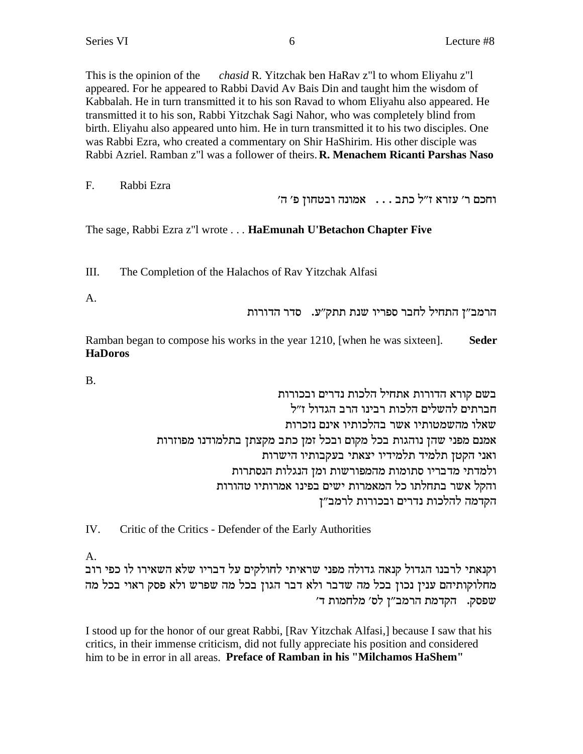This is the opinion of the *chasid* R. Yitzchak ben HaRav z"l to whom Eliyahu z"l appeared. For he appeared to Rabbi David Av Bais Din and taught him the wisdom of Kabbalah. He in turn transmitted it to his son Ravad to whom Eliyahu also appeared. He transmitted it to his son, Rabbi Yitzchak Sagi Nahor, who was completely blind from birth. Eliyahu also appeared unto him. He in turn transmitted it to his two disciples. One was Rabbi Ezra, who created a commentary on Shir HaShirim. His other disciple was Rabbi Azriel. Ramban z"l was a follower of theirs. **R. Menachem Ricanti Parshas Naso**

F. Rabbi Ezra

וחכם ר׳ עזרא ז״ל כתב . . . אמונה ובטחון פ׳ ה׳

The sage, Rabbi Ezra z"l wrote . . . **HaEmunah U'Betachon Chapter Five**

III. The Completion of the Halachos of Rav Yitzchak Alfasi

A.

הרמב״ן התחיל לחבר ספריו שנת תתק״ע. סדר הדורות

Ramban began to compose his works in the year 1210, [when he was sixteen]. **Seder HaDoros**

B.

בשם קורא הדורות אתחיל הלכות נדרים ובכורות
חברתים להשלים הלכות רבינו הרב הגדול ז״ל
שאלו מהשמטותיו אשר בהלכותיו אינם נזכרות
אמנם מפני שהן נוהגות בכל מקום ובכל זמן כתב מקצתן בתלמודנו מפוזרות
ואני הקטן תלמיד תלמידיו יצאתי בעקבותיו הישרות
ולמדתי מדבריו סתומות מהמפורשות ומן הנגלות הנסתרות
והקל אשר בתחלתו כל המאמרות ישים בפינו אמרותיו טהורות
הקדמה להלכות נדרים ובכורות לרמב״ן

IV. Critic of the Critics - Defender of the Early Authorities

A.

וקנאתי לרבנו הגדול קנאה גדולה מפני שראיתי לחולקים על דבריו שלא השאירו לו כפי רוב מחלוקותיהם ענין נכון בכל מה שדבר ולא דבר הגון בכל מה שפרש ולא פסק ראוי בכל מה שפסק. הקדמת הרמב״ן לס׳ מלחמות ד׳

I stood up for the honor of our great Rabbi, [Rav Yitzchak Alfasi,] because I saw that his critics, in their immense criticism, did not fully appreciate his position and considered him to be in error in all areas. **Preface of Ramban in his "Milchamos HaShem"**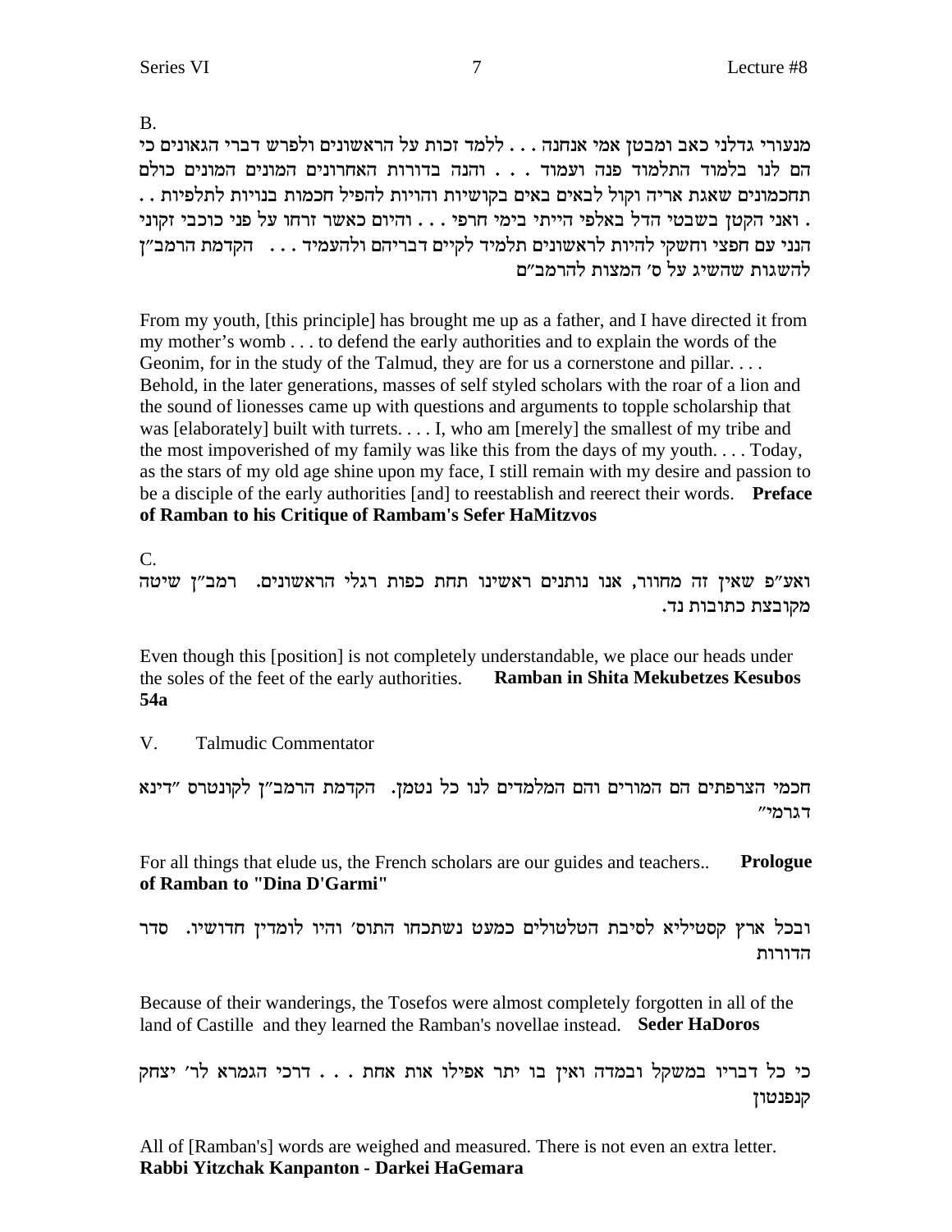B.

מנעורי גדלני כאב ומבטן אמי אנחנה . . . ללמד זכות על הראשונים ולפרש דברי הגאונים כי הם לנו בלמוד התלמוד פנה ועמוד . . . והנה בדורות האחרונים המונים המונים כולם תחכמונים שאגת אריה וקול לבאים באים בקושיות והויות להפיל חכמות בנויות לתלפיות . . . ואני הקטן בשבטי הדל באלפי הייתי בימי חרפי . . . והיום כאשר זרחו על פני כוכבי זקוני הנני עם חפצי וחשקי להיות לראשונים תלמיד לקיים דבריהם ולהעמיד . . . הקדמת הרמב"ן להשגות שהשיג על ס' המצות להרמב"ם

From my youth, [this principle] has brought me up as a father, and I have directed it from my mother's womb . . . to defend the early authorities and to explain the words of the Geonim, for in the study of the Talmud, they are for us a cornerstone and pillar. . . . Behold, in the later generations, masses of self styled scholars with the roar of a lion and the sound of lionesses came up with questions and arguments to topple scholarship that was [elaborately] built with turrets. . . . I, who am [merely] the smallest of my tribe and the most impoverished of my family was like this from the days of my youth. . . . Today, as the stars of my old age shine upon my face, I still remain with my desire and passion to be a disciple of the early authorities [and] to reestablish and reerect their words. **Preface of Ramban to his Critique of Rambam's Sefer HaMitzvos**

C.

ואע"פ שאין זה מחוור, אנו נותנים ראשינו תחת כפות רגלי הראשונים. רמב"ן שיטה מקובצת כתובות נד.

Even though this [position] is not completely understandable, we place our heads under the soles of the feet of the early authorities. **Ramban in Shita Mekubetzes Kesubos 54a**

V. Talmudic Commentator

חכמי הצרפתים הם המורים והם המלמדים לנו כל נטמן. הקדמת הרמב"ן לקונטרס "דינא דגרמי"

For all things that elude us, the French scholars are our guides and teachers.. **Prologue of Ramban to "Dina D'Garmi"**

ובכל ארץ קסטיליא לסיבת הטלטולים כמעט נשתכחו התוס' והיו לומדין חדושיו. סדר הדורות

Because of their wanderings, the Tosefos were almost completely forgotten in all of the land of Castille and they learned the Ramban's novellae instead. **Seder HaDoros**

כי כל דבריו במשקל ובמדה ואין בו יתר אפילו אות אחת . . . דרכי הגמרא לר' יצחק קנפנטון

All of [Ramban's] words are weighed and measured. There is not even an extra letter. **Rabbi Yitzchak Kanpanton - Darkei HaGemara**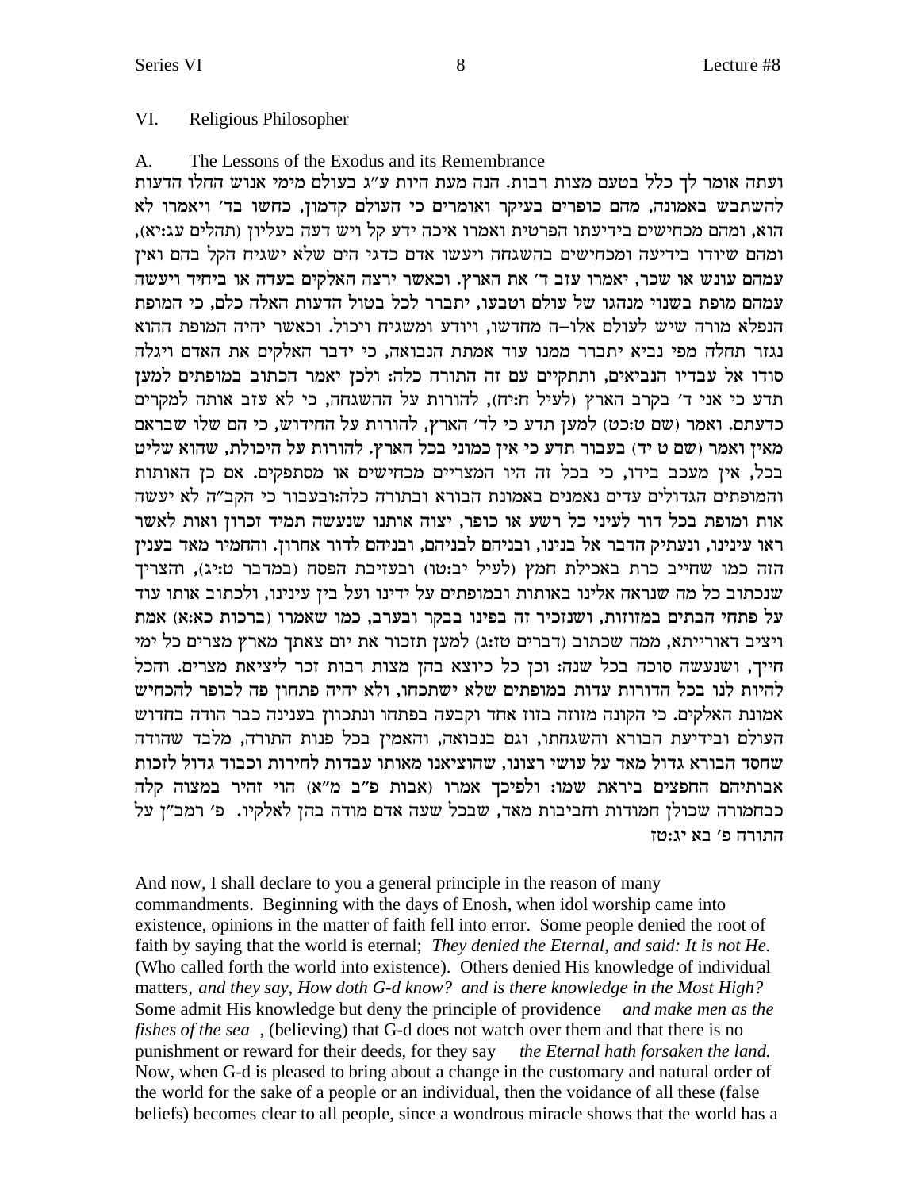## VI. Religious Philosopher

### A. The Lessons of the Exodus and its Remembrance

ועתה אומר לך כלל בטעם מצות רבות. הנה מעת היות ע"ג בעולם מימי אנוש החלו הדעות להשתבש באמונה, מהם כופרים בעיקר ואומרים כי העולם קדמון, כחשו בד' ויאמרו לא הוא, ומהם מכחישים בידיעתו הפרטית ואמרו איכה ידע קל ויש דעה בעליון (תהלים עג:יא), ומהם שיודו בידיעה ומכחישים בהשגחה ויעשו אדם כדגי הים שלא ישגיח הקל בהם ואין עמהם עונש או שכר, יאמרו עזב ד' את הארץ. וכאשר ירצה האלקים בעדה או ביחיד ויעשה עמהם מופת בשנוי מנהגו של עולם וטבעו, יתברר לכל בטול הדעות האלה כלם, כי המופת הנפלא מורה שיש לעולם אלו–ה מחדשו, ויודע ומשגיח ויכול. וכאשר יהיה המופת ההוא נגזר תחלה מפי נביא יתברר ממנו עוד אמתת הנבואה, כי ידבר האלקים את האדם ויגלה סודו אל עבדיו הנביאים, ותתקיים עם זה התורה כלה: ולכן יאמר הכתוב במופתים למען תדע כי אני ד' בקרב הארץ (לעיל ח:יח), להורות על ההשגחה, כי לא עזב אותה למקרים כדעתם. ואמר (שם ט:כט) למען תדע כי לד' הארץ, להורות על החידוש, כי הם שלו שבראם מאין ואמר (שם ט יד) בעבור תדע כי אין כמוני בכל הארץ. להורות על היכולת, שהוא שליט בכל, אין מעכב בידו, כי בכל זה היו המצריים מכחישים או מסתפקים. אם כן האותות והמופתים הגדולים עדים נאמנים באמונת הבורא ובתורה כלה:ובעבור כי הקב"ה לא יעשה אות ומופת בכל דור לעיני כל רשע או כופר, יצוה אותנו שנעשה תמיד זכרון ואות לאשר ראו עינינו, ונעתיק הדבר אל בנינו, ובניהם לבניהם, ובניהם לדור אחרון. והחמיר מאד בענין הזה כמו שחייב כרת באכילת חמץ (לעיל יב:טו) ובעזיבת הפסח (במדבר ט:יג), והצריך שנכתוב כל מה שנראה אלינו באותות ובמופתים על ידינו ועל בין עינינו, ולכתוב אותו עוד על פתחי הבתים במזוזות, ושנזכיר זה בפינו בבקר ובערב, כמו שאמרו (ברכות כא:א) אמת ויציב דאורייתא, ממה שכתוב (דברים טז:ג) למען תזכור את יום צאתך מארץ מצרים כל ימי חייך, ושנעשה סוכה בכל שנה: וכן כל כיוצא בהן מצות רבות זכר ליציאת מצרים. והכל להיות לנו בכל הדורות עדות במופתים שלא ישתכחו, ולא יהיה פתחון פה לכופר להכחיש אמונת האלקים. כי הקונה מזוזה בזוז אחד וקבעה בפתחו ונתכוון בענינה כבר הודה בחדוש העולם ובידיעת הבורא והשגחתו, וגם בנבואה, והאמין בכל פנות התורה, מלבד שהודה שחסד הבורא גדול מאד על עושי רצונו, שהוציאנו מאותו עבדות לחירות וכבוד גדול לזכות אבותיהם החפצים ביראת שמו: ולפיכך אמרו (אבות פ"ב מ"א) הוי זהיר במצוה קלה כבחמורה שכולן חמודות וחביבות מאד, שבכל שעה אדם מודה בהן לאלקיו. פ' רמב"ן על התורה פ' בא יג:טז

And now, I shall declare to you a general principle in the reason of many commandments. Beginning with the days of Enosh, when idol worship came into existence, opinions in the matter of faith fell into error. Some people denied the root of faith by saying that the world is eternal; *They denied the Eternal, and said: It is not He.* (Who called forth the world into existence). Others denied His knowledge of individual matters, *and they say, How doth G-d know? and is there knowledge in the Most High?* Some admit His knowledge but deny the principle of providence *and make men as the fishes of the sea*, (believing) that G-d does not watch over them and that there is no punishment or reward for their deeds, for they say *the Eternal hath forsaken the land.* Now, when G-d is pleased to bring about a change in the customary and natural order of the world for the sake of a people or an individual, then the voidance of all these (false beliefs) becomes clear to all people, since a wondrous miracle shows that the world has a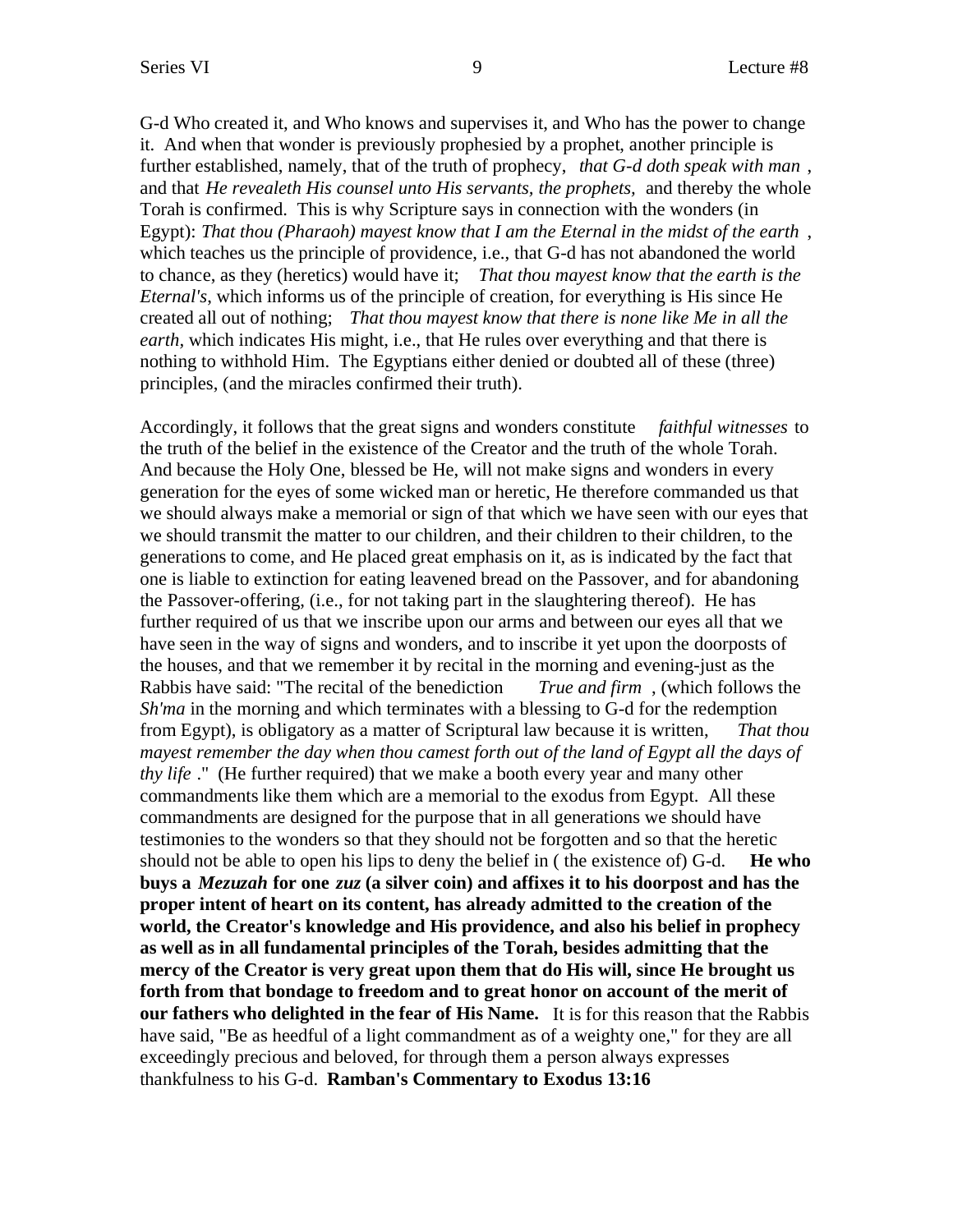G-d Who created it, and Who knows and supervises it, and Who has the power to change it. And when that wonder is previously prophesied by a prophet, another principle is further established, namely, that of the truth of prophecy, *that G-d doth speak with man*, and that *He revealeth His counsel unto His servants, the prophets*, and thereby the whole Torah is confirmed. This is why Scripture says in connection with the wonders (in Egypt): *That thou (Pharaoh) mayest know that I am the Eternal in the midst of the earth*, which teaches us the principle of providence, i.e., that G-d has not abandoned the world to chance, as they (heretics) would have it; *That thou mayest know that the earth is the Eternal's*, which informs us of the principle of creation, for everything is His since He created all out of nothing; *That thou mayest know that there is none like Me in all the earth*, which indicates His might, i.e., that He rules over everything and that there is nothing to withhold Him. The Egyptians either denied or doubted all of these (three) principles, (and the miracles confirmed their truth).

Accordingly, it follows that the great signs and wonders constitute *faithful witnesses* to the truth of the belief in the existence of the Creator and the truth of the whole Torah. And because the Holy One, blessed be He, will not make signs and wonders in every generation for the eyes of some wicked man or heretic, He therefore commanded us that we should always make a memorial or sign of that which we have seen with our eyes that we should transmit the matter to our children, and their children to their children, to the generations to come, and He placed great emphasis on it, as is indicated by the fact that one is liable to extinction for eating leavened bread on the Passover, and for abandoning the Passover-offering, (i.e., for not taking part in the slaughtering thereof). He has further required of us that we inscribe upon our arms and between our eyes all that we have seen in the way of signs and wonders, and to inscribe it yet upon the doorposts of the houses, and that we remember it by recital in the morning and evening-just as the Rabbis have said: "The recital of the benediction *True and firm*, (which follows the *Sh'ma* in the morning and which terminates with a blessing to G-d for the redemption from Egypt), is obligatory as a matter of Scriptural law because it is written, *That thou mayest remember the day when thou camest forth out of the land of Egypt all the days of thy life*." (He further required) that we make a booth every year and many other commandments like them which are a memorial to the exodus from Egypt. All these commandments are designed for the purpose that in all generations we should have testimonies to the wonders so that they should not be forgotten and so that the heretic should not be able to open his lips to deny the belief in ( the existence of) G-d. **He who buys a *Mezuzah* for one *zuz* (a silver coin) and affixes it to his doorpost and has the proper intent of heart on its content, has already admitted to the creation of the world, the Creator's knowledge and His providence, and also his belief in prophecy as well as in all fundamental principles of the Torah, besides admitting that the mercy of the Creator is very great upon them that do His will, since He brought us forth from that bondage to freedom and to great honor on account of the merit of our fathers who delighted in the fear of His Name.** It is for this reason that the Rabbis have said, "Be as heedful of a light commandment as of a weighty one," for they are all exceedingly precious and beloved, for through them a person always expresses thankfulness to his G-d. **Ramban's Commentary to Exodus 13:16**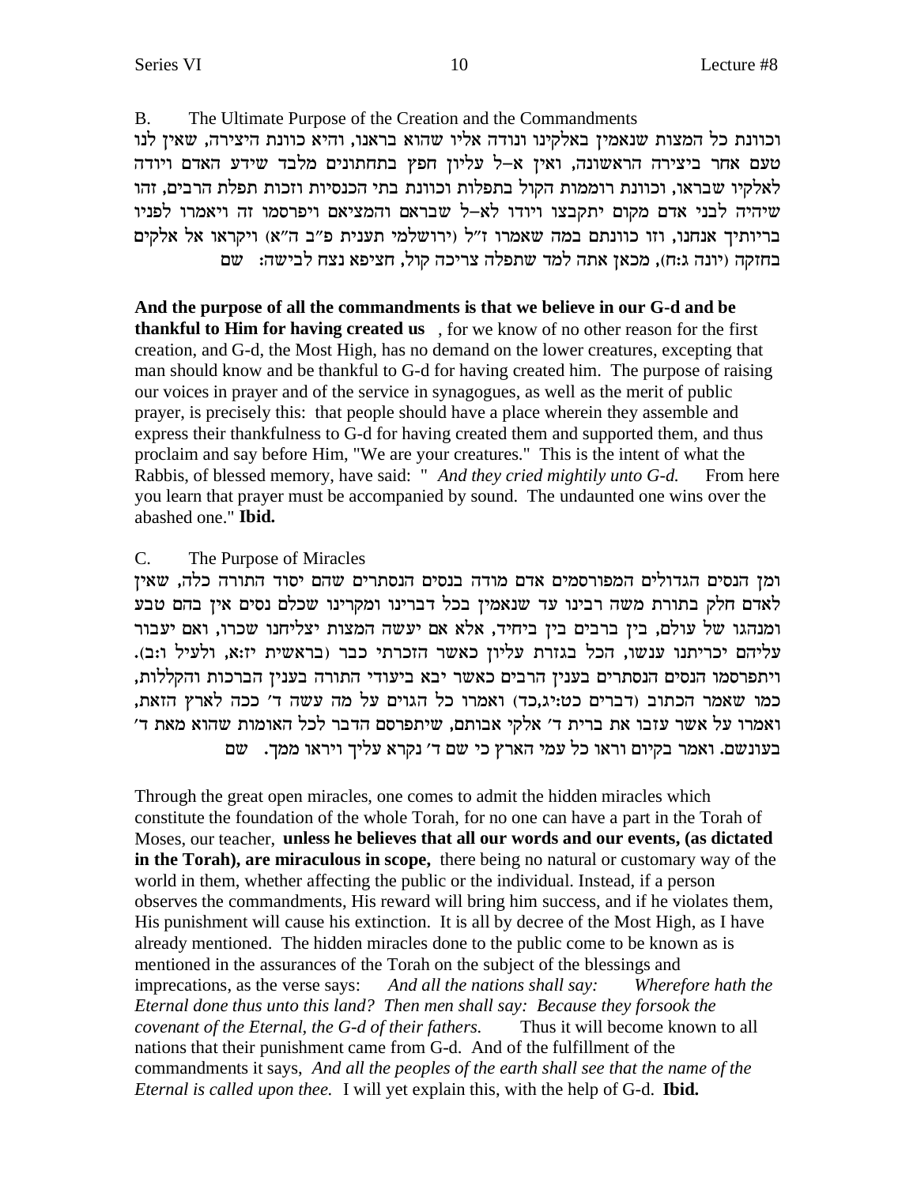B. The Ultimate Purpose of the Creation and the Commandments

וכוונת כל המצות שנאמין באלקינו ונודה אליו שהוא בראנו, והיא כוונת היצירה, שאין לנו טעם אחר ביצירה הראשונה, ואין א–ל עליון חפץ בתחתונים מלבד שידע האדם ויודה לאלקיו שבראו, וכוונת רוממות הקול בתפלות וכוונת בתי הכנסיות וזכות תפלת הרבים, זהו שיהיה לבני אדם מקום יתקבצו ויודו לא–ל שבראם והמציאם ויפרסמו זה ויאמרו לפניו בריותיך אנחנו, וזו כוונתם במה שאמרו ז"ל (ירושלמי תענית פ"ב ה"א) ויקראו אל אלקים בחזקה (יונה ג:ח), מכאן אתה למד שתפלה צריכה קול, חציפא נצח לבישה: שם

**And the purpose of all the commandments is that we believe in our G-d and be thankful to Him for having created us** , for we know of no other reason for the first creation, and G-d, the Most High, has no demand on the lower creatures, excepting that man should know and be thankful to G-d for having created him. The purpose of raising our voices in prayer and of the service in synagogues, as well as the merit of public prayer, is precisely this: that people should have a place wherein they assemble and express their thankfulness to G-d for having created them and supported them, and thus proclaim and say before Him, "We are your creatures." This is the intent of what the Rabbis, of blessed memory, have said: " *And they cried mightily unto G-d.* From here you learn that prayer must be accompanied by sound. The undaunted one wins over the abashed one." **Ibid.**

C. The Purpose of Miracles

ומן הנסים הגדולים המפורסמים אדם מודה בנסים הנסתרים שהם יסוד התורה כלה, שאין לאדם חלק בתורת משה רבינו עד שנאמין בכל דברינו ומקרינו שכלם נסים אין בהם טבע ומנהגו של עולם, בין ברבים בין ביחיד, אלא אם יעשה המצות יצליחנו שכרו, ואם יעבור עליהם יכריתנו ענשו, הכל בגזרת עליון כאשר הזכרתי כבר (בראשית יז:א, ולעיל ו:ב). ויתפרסמו הנסים הנסתרים בענין הרבים כאשר יבא ביעודי התורה בענין הברכות והקללות, כמו שאמר הכתוב (דברים כט:כג,כד) ואמרו כל הגוים על מה עשה ד' ככה לארץ הזאת, ואמרו על אשר עזבו את ברית ד' אלקי אבותם, שיתפרסם הדבר לכל האומות שהוא מאת ד' בעונשם. ואמר בקיום וראו כל עמי הארץ כי שם ד' נקרא עליך ויראו ממך. שם

Through the great open miracles, one comes to admit the hidden miracles which constitute the foundation of the whole Torah, for no one can have a part in the Torah of Moses, our teacher, **unless he believes that all our words and our events, (as dictated in the Torah), are miraculous in scope,** there being no natural or customary way of the world in them, whether affecting the public or the individual. Instead, if a person observes the commandments, His reward will bring him success, and if he violates them, His punishment will cause his extinction. It is all by decree of the Most High, as I have already mentioned. The hidden miracles done to the public come to be known as is mentioned in the assurances of the Torah on the subject of the blessings and imprecations, as the verse says: *And all the nations shall say: Wherefore hath the Eternal done thus unto this land? Then men shall say: Because they forsook the covenant of the Eternal, the G-d of their fathers.* Thus it will become known to all nations that their punishment came from G-d. And of the fulfillment of the commandments it says, *And all the peoples of the earth shall see that the name of the Eternal is called upon thee.* I will yet explain this, with the help of G-d. **Ibid.**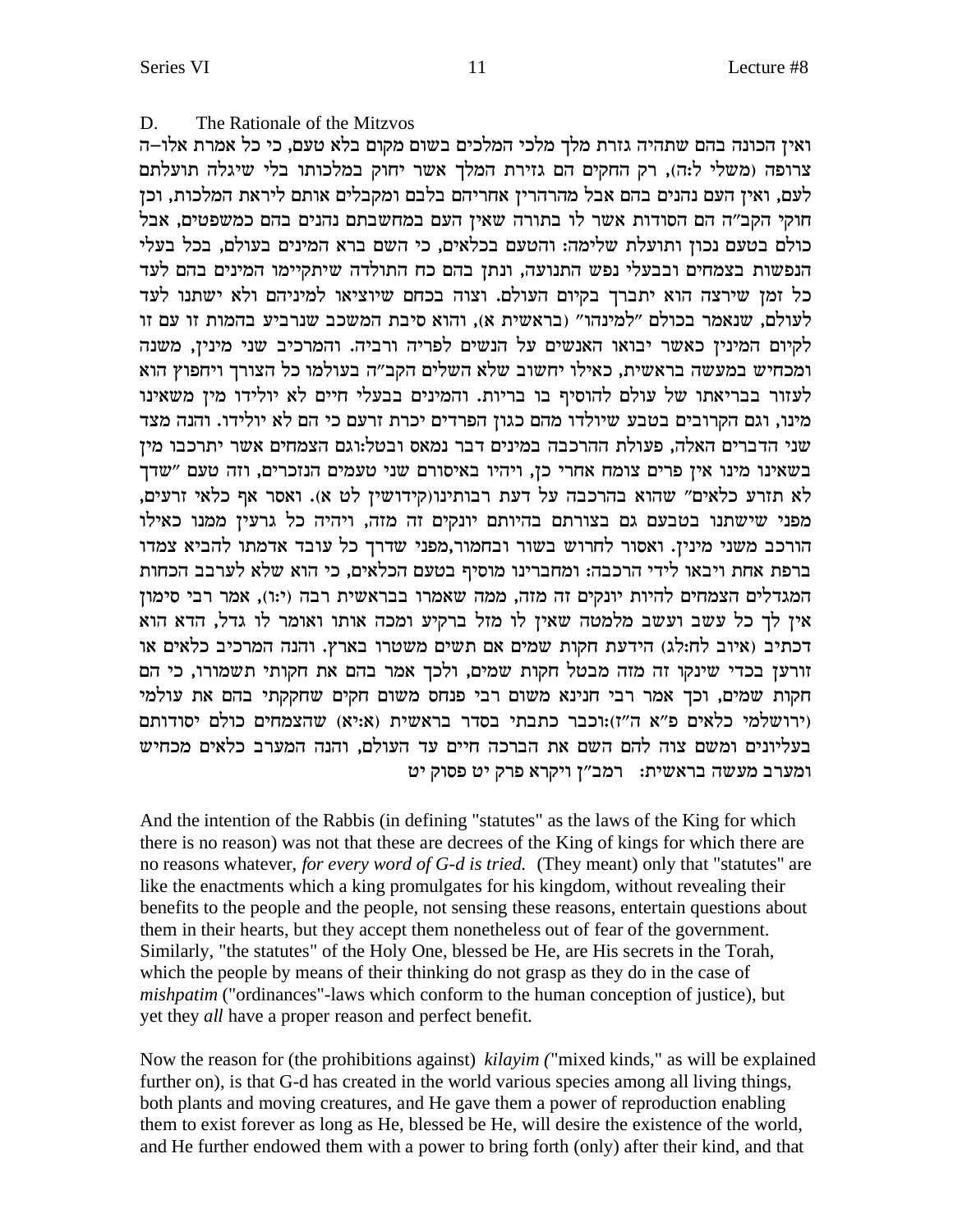D. The Rationale of the Mitzvos

ואין הכונה בהם שתהיה גזרת מלך מלכי המלכים בשום מקום בלא טעם, כי כל אמרת אלו–ה צרופה (משלי ל:ה), רק החקים הם גזירת המלך אשר יחוק במלכותו בלי שיגלה תועלתם לעם, ואין העם נהנים בהם אבל מהרהרין אחריהם בלבם ומקבלים אותם ליראת המלכות, וכן חוקי הקב"ה הם הסודות אשר לו בתורה שאין העם במחשבתם נהנים בהם כמשפטים, אבל כולם בטעם נכון ותועלת שלימה: והטעם בכלאים, כי השם ברא המינים בעולם, בכל בעלי הנפשות בצמחים ובבעלי נפש התנועה, ונתן בהם כח התולדה שיתקיימו המינים בהם לעד כל זמן שירצה הוא יתברך בקיום העולם. וצוה בכחם שיוציאו למיניהם ולא ישתנו לעד לעולם, שנאמר בכולם "למינהו" (בראשית א), והוא סיבת המשכב שנרביע בהמות זו עם זו לקיום המינין כאשר יבואו האנשים על הנשים לפריה ורביה. והמרכיב שני מינין, משנה ומכחיש במעשה בראשית, כאילו יחשוב שלא השלים הקב"ה בעולמו כל הצורך ויחפוץ הוא לעזור בבריאתו של עולם להוסיף בו בריות. והמינים בבעלי חיים לא יולידו מין משאינו מינו, וגם הקרובים בטבע שיולדו מהם כגון הפרדים יכרת זרעם כי הם לא יולידו. והנה מצד שני הדברים האלה, פעולת ההרכבה במינים דבר נמאס ובטל:וגם הצמחים אשר יתרכבו מין בשאינו מינו אין פרים צומח אחרי כן, ויהיו באיסורם שני טעמים הנזכרים, וזה טעם "שדך לא תזרע כלאים" שהוא בהרכבה על דעת רבותינו(קידושין לט א). ואסר אף כלאי זרעים, מפני שישתנו בטבעם גם בצורתם בהיותם יונקים זה מזה, ויהיה כל גרעין ממנו כאילו הורכב משני מינין. ואסור לחרוש בשור ובחמור,מפני שדרך כל עובד אדמתו להביא צמדו ברפת אחת ויבאו לידי הרכבה: ומחברינו מוסיף בטעם הכלאים, כי הוא שלא לערבב הכחות המגדלים הצמחים להיות יונקים זה מזה, ממה שאמרו בבראשית רבה (י:ו), אמר רבי סימון אין לך כל עשב ועשב מלמטה שאין לו מזל ברקיע ומכה אותו ואומר לו גדל, הדא הוא דכתיב (איוב לח:לג) הידעת חקות שמים אם תשים משטרו בארץ. והנה המרכיב כלאים או זורען בכדי שינקו זה מזה מבטל חקות שמים, ולכך אמר בהם את חקותי תשמורו, כי הם חקות שמים, וכך אמר רבי חנינא משום רבי פנחס משום חקים שחקקתי בהם את עולמי (ירושלמי כלאים פ"א ה"ז):וכבר כתבתי בסדר בראשית (א:יא) שהצמחים כולם יסודותם בעליונים ומשם צוה להם השם את הברכה חיים עד העולם, והנה המערב כלאים מכחיש ומערב מעשה בראשית: רמב"ן ויקרא פרק יט פסוק יט

And the intention of the Rabbis (in defining "statutes" as the laws of the King for which there is no reason) was not that these are decrees of the King of kings for which there are no reasons whatever, *for every word of G-d is tried.* (They meant) only that "statutes" are like the enactments which a king promulgates for his kingdom, without revealing their benefits to the people and the people, not sensing these reasons, entertain questions about them in their hearts, but they accept them nonetheless out of fear of the government. Similarly, "the statutes" of the Holy One, blessed be He, are His secrets in the Torah, which the people by means of their thinking do not grasp as they do in the case of *mishpatim* ("ordinances"-laws which conform to the human conception of justice), but yet they *all* have a proper reason and perfect benefit.

Now the reason for (the prohibitions against) *kilayim* ("mixed kinds," as will be explained further on), is that G-d has created in the world various species among all living things, both plants and moving creatures, and He gave them a power of reproduction enabling them to exist forever as long as He, blessed be He, will desire the existence of the world, and He further endowed them with a power to bring forth (only) after their kind, and that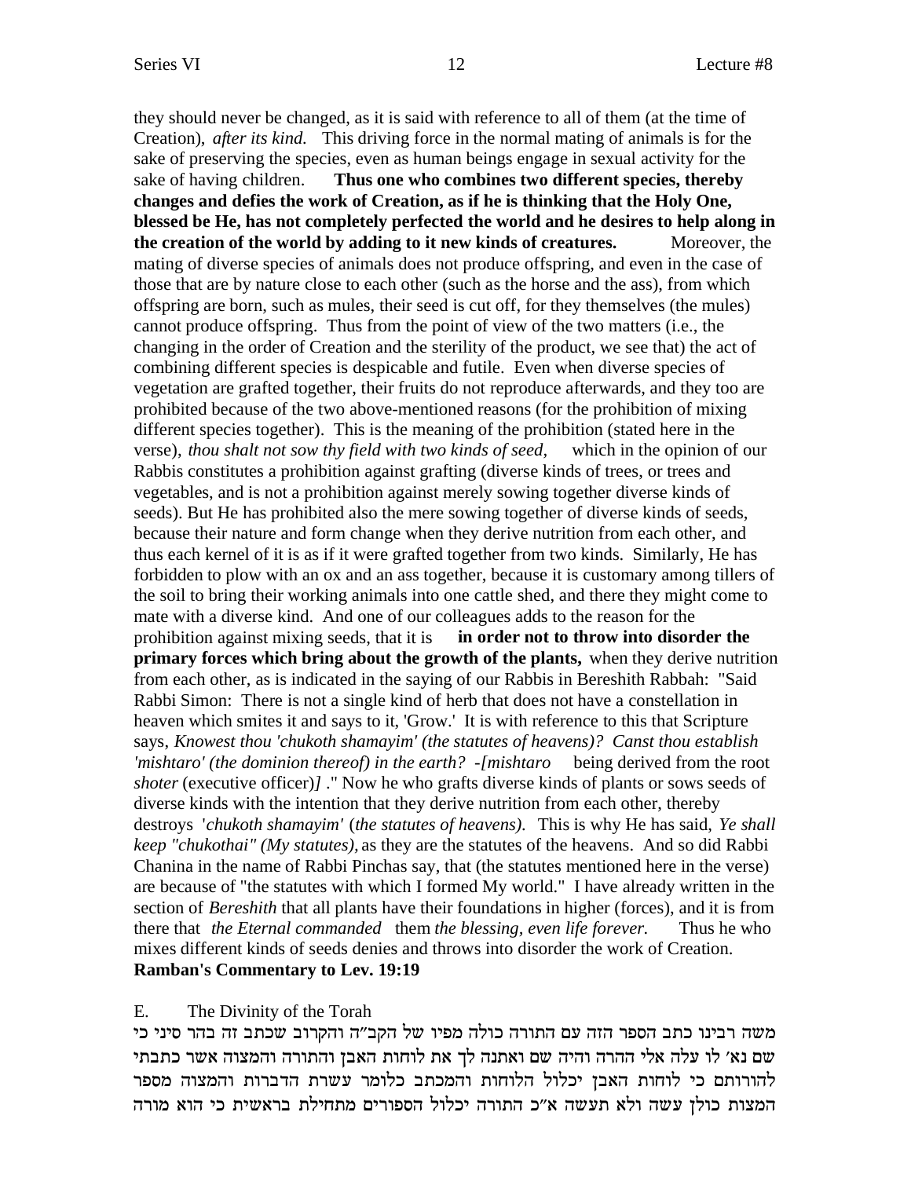they should never be changed, as it is said with reference to all of them (at the time of Creation), *after its kind.* This driving force in the normal mating of animals is for the sake of preserving the species, even as human beings engage in sexual activity for the sake of having children. **Thus one who combines two different species, thereby changes and defies the work of Creation, as if he is thinking that the Holy One, blessed be He, has not completely perfected the world and he desires to help along in the creation of the world by adding to it new kinds of creatures.** Moreover, the mating of diverse species of animals does not produce offspring, and even in the case of those that are by nature close to each other (such as the horse and the ass), from which offspring are born, such as mules, their seed is cut off, for they themselves (the mules) cannot produce offspring. Thus from the point of view of the two matters (i.e., the changing in the order of Creation and the sterility of the product, we see that) the act of combining different species is despicable and futile. Even when diverse species of vegetation are grafted together, their fruits do not reproduce afterwards, and they too are prohibited because of the two above-mentioned reasons (for the prohibition of mixing different species together). This is the meaning of the prohibition (stated here in the verse), *thou shalt not sow thy field with two kinds of seed,* which in the opinion of our Rabbis constitutes a prohibition against grafting (diverse kinds of trees, or trees and vegetables, and is not a prohibition against merely sowing together diverse kinds of seeds). But He has prohibited also the mere sowing together of diverse kinds of seeds, because their nature and form change when they derive nutrition from each other, and thus each kernel of it is as if it were grafted together from two kinds. Similarly, He has forbidden to plow with an ox and an ass together, because it is customary among tillers of the soil to bring their working animals into one cattle shed, and there they might come to mate with a diverse kind. And one of our colleagues adds to the reason for the prohibition against mixing seeds, that it is **in order not to throw into disorder the primary forces which bring about the growth of the plants,** when they derive nutrition from each other, as is indicated in the saying of our Rabbis in Bereshith Rabbah: "Said Rabbi Simon: There is not a single kind of herb that does not have a constellation in heaven which smites it and says to it, 'Grow.' It is with reference to this that Scripture says, *Knowest thou 'chukoth shamayim' (the statutes of heavens)? Canst thou establish 'mishtaro' (the dominion thereof) in the earth? -[mishtaro* being derived from the root *shoter* (executive officer)*]* ." Now he who grafts diverse kinds of plants or sows seeds of diverse kinds with the intention that they derive nutrition from each other, thereby destroys '*chukoth shamayim'* (*the statutes of heavens).* This is why He has said, *Ye shall keep "chukothai" (My statutes),* as they are the statutes of the heavens. And so did Rabbi Chanina in the name of Rabbi Pinchas say, that (the statutes mentioned here in the verse) are because of "the statutes with which I formed My world." I have already written in the section of *Bereshith* that all plants have their foundations in higher (forces), and it is from there that *the Eternal commanded* them *the blessing, even life forever.* Thus he who mixes different kinds of seeds denies and throws into disorder the work of Creation.
**Ramban's Commentary to Lev. 19:19**

E. The Divinity of the Torah

משה רבינו כתב הספר הזה עם התורה כולה מפיו של הקב"ה והקרוב שכתב זה בהר סיני כי שם נא' לו עלה אלי ההרה והיה שם ואתנה לך את לוחות האבן והתורה והמצוה אשר כתבתי להורותם כי לוחות האבן יכלול הלוחות והמכתב כלומר עשרת הדברות והמצוה מספר המצות כולן עשה ולא תעשה א"כ התורה יכלול הספורים מתחילת בראשית כי הוא מורה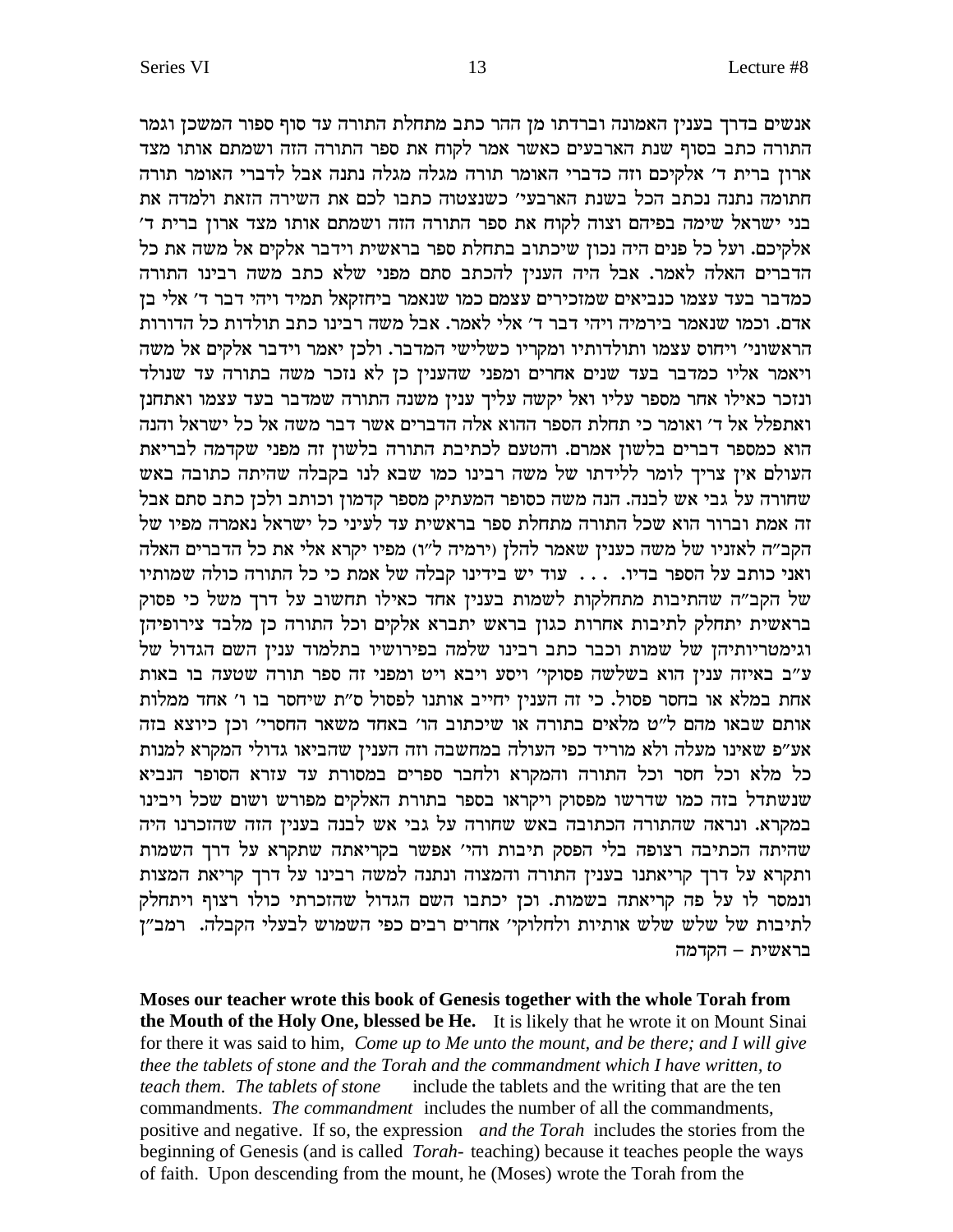אנשים בדרך בענין האמונה וברדתו מן ההר כתב מתחלת התורה עד סוף ספור המשכן וגמר התורה כתב בסוף שנת הארבעים כאשר אמר לקוח את ספר התורה הזה ושמתם אותו מצד ארון ברית ד' אלקיכם וזה כדברי האומר תורה מגלה מגלה נתנה אבל לדברי האומר תורה חתומה נתנה נכתב הכל בשנת הארבעי' כשנצטוה כתבו לכם את השירה הזאת ולמדה את בני ישראל שימה בפיהם וצוה לקוח את ספר התורה הזה ושמתם אותו מצד ארון ברית ד' אלקיכם. ועל כל פנים היה נכון שיכתוב בתחלת ספר בראשית וידבר אלקים אל משה את כל הדברים האלה לאמר. אבל היה הענין להכתב סתם מפני שלא כתב משה רבינו התורה כמדבר בעד עצמו כנביאים שמזכירים עצמם כמו שנאמר ביחזקאל תמיד ויהי דבר ד' אלי בן אדם. וכמו שנאמר בירמיה ויהי דבר ד' אלי לאמר. אבל משה רבינו כתב תולדות כל הדורות הראשוני' ויחוס עצמו ותולדותיו ומקריו כשלישי המדבר. ולכן יאמר וידבר אלקים אל משה ויאמר אליו כמדבר בעד שנים אחרים ומפני שהענין כן לא נזכר משה בתורה עד שנולד ונזכר כאילו אחר מספר עליו ואל יקשה עליך ענין משנה התורה שמדבר בעד עצמו ואתחנן ואתפלל אל ד' ואומר כי תחלת הספר ההוא אלה הדברים אשר דבר משה אל כל ישראל והנה הוא כמספר דברים בלשון אמרם. והטעם לכתיבת התורה בלשון זה מפני שקדמה לבריאת העולם אין צריך לומר ללידתו של משה רבינו כמו שבא לנו בקבלה שהיתה כתובה באש שחורה על גבי אש לבנה. הנה משה כסופר המעתיק מספר קדמון וכותב ולכן כתב סתם אבל זה אמת וברור הוא שכל התורה מתחלת ספר בראשית עד לעיני כל ישראל נאמרה מפיו של הקב"ה לאזניו של משה כענין שאמר להלן (ירמיה ל"ו) מפיו יקרא אלי את כל הדברים האלה ואני כותב על הספר בדיו. . . . עוד יש בידינו קבלה של אמת כי כל התורה כולה שמותיו של הקב"ה שהתיבות מתחלקות לשמות בענין אחד כאילו תחשוב על דרך משל כי פסוק בראשית יתחלק לתיבות אחרות כגון בראש יתברא אלקים וכל התורה כן מלבד צירופיהן וגימטריותיהן של שמות וכבר כתב רבינו שלמה בפירושיו בתלמוד ענין השם הגדול של ע"ב באיזה ענין הוא בשלשה פסוקי' ויסע ויבא ויט ומפני זה ספר תורה שטעה בו באות אחת במלא או בחסר פסול. כי זה הענין יחייב אותנו לפסול ס"ת שיחסר בו ו' אחד ממלות אותם שבאו מהם ל"ט מלאים בתורה או שיכתוב הו' באחד משאר החסרי' וכן כיוצא בזה אע"פ שאינו מעלה ולא מוריד כפי העולה במחשבה וזה הענין שהביאו גדולי המקרא למנות כל מלא וכל חסר וכל התורה והמקרא ולחבר ספרים במסורת עד עזרא הסופר הנביא שנשתדל בזה כמו שדרשו מפסוק ויקראו בספר בתורת האלקים מפורש ושום שכל ויבינו במקרא. ונראה שהתורה הכתובה באש שחורה על גבי אש לבנה בענין הזה שהזכרנו היה שהיתה הכתיבה רצופה בלי הפסק תיבות והי' אפשר בקריאתה שתקרא על דרך השמות ותקרא על דרך קריאתנו בענין התורה והמצוה ונתנה למשה רבינו על דרך קריאת המצות ונמסר לו על פה קריאתה בשמות. וכן יכתבו השם הגדול שהזכרתי כולו רצוף ויתחלק לתיבות של שלש שלש אותיות ולחלוקי' אחרים רבים כפי השמוש לבעלי הקבלה. רמב"ן בראשית – הקדמה

**Moses our teacher wrote this book of Genesis together with the whole Torah from the Mouth of the Holy One, blessed be He.** It is likely that he wrote it on Mount Sinai for there it was said to him, *Come up to Me unto the mount, and be there; and I will give thee the tablets of stone and the Torah and the commandment which I have written, to teach them. The tablets of stone* include the tablets and the writing that are the ten commandments. *The commandment* includes the number of all the commandments, positive and negative. If so, the expression *and the Torah* includes the stories from the beginning of Genesis (and is called *Torah*- teaching) because it teaches people the ways of faith. Upon descending from the mount, he (Moses) wrote the Torah from the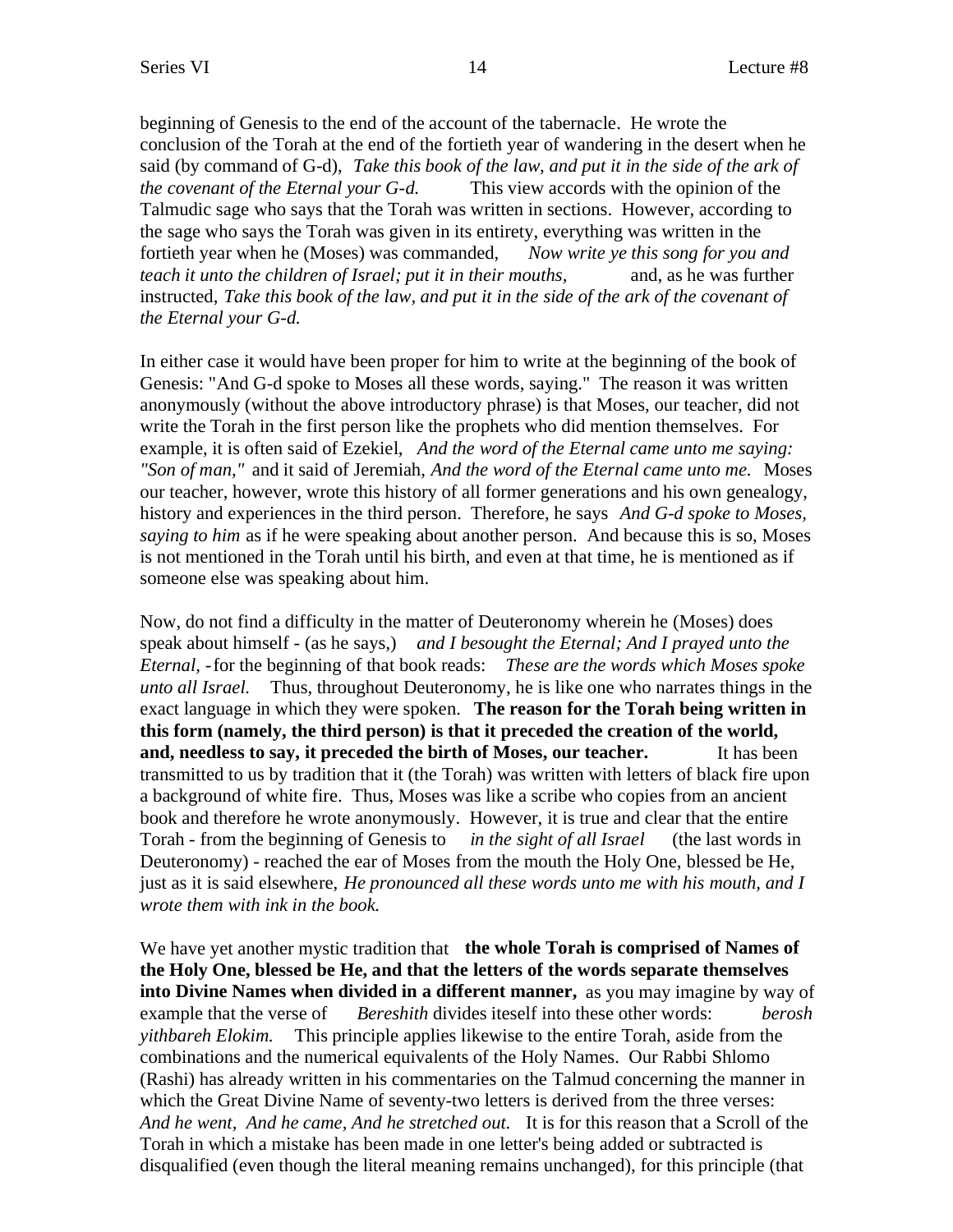beginning of Genesis to the end of the account of the tabernacle. He wrote the conclusion of the Torah at the end of the fortieth year of wandering in the desert when he said (by command of G-d), *Take this book of the law, and put it in the side of the ark of the covenant of the Eternal your G-d.* This view accords with the opinion of the Talmudic sage who says that the Torah was written in sections. However, according to the sage who says the Torah was given in its entirety, everything was written in the fortieth year when he (Moses) was commanded, *Now write ye this song for you and teach it unto the children of Israel; put it in their mouths,* and, as he was further instructed, *Take this book of the law, and put it in the side of the ark of the covenant of the Eternal your G-d.*

In either case it would have been proper for him to write at the beginning of the book of Genesis: "And G-d spoke to Moses all these words, saying." The reason it was written anonymously (without the above introductory phrase) is that Moses, our teacher, did not write the Torah in the first person like the prophets who did mention themselves. For example, it is often said of Ezekiel, *And the word of the Eternal came unto me saying: "Son of man,"* and it said of Jeremiah, *And the word of the Eternal came unto me.* Moses our teacher, however, wrote this history of all former generations and his own genealogy, history and experiences in the third person. Therefore, he says *And G-d spoke to Moses, saying to him* as if he were speaking about another person. And because this is so, Moses is not mentioned in the Torah until his birth, and even at that time, he is mentioned as if someone else was speaking about him.

Now, do not find a difficulty in the matter of Deuteronomy wherein he (Moses) does speak about himself - (as he says,) *and I besought the Eternal; And I prayed unto the Eternal,* - for the beginning of that book reads: *These are the words which Moses spoke unto all Israel.* Thus, throughout Deuteronomy, he is like one who narrates things in the exact language in which they were spoken. **The reason for the Torah being written in this form (namely, the third person) is that it preceded the creation of the world, and, needless to say, it preceded the birth of Moses, our teacher.** It has been transmitted to us by tradition that it (the Torah) was written with letters of black fire upon a background of white fire. Thus, Moses was like a scribe who copies from an ancient book and therefore he wrote anonymously. However, it is true and clear that the entire Torah - from the beginning of Genesis to *in the sight of all Israel* (the last words in Deuteronomy) - reached the ear of Moses from the mouth the Holy One, blessed be He, just as it is said elsewhere, *He pronounced all these words unto me with his mouth, and I wrote them with ink in the book.*

We have yet another mystic tradition that **the whole Torah is comprised of Names of the Holy One, blessed be He, and that the letters of the words separate themselves into Divine Names when divided in a different manner,** as you may imagine by way of example that the verse of *Bereshith* divides iteself into these other words: *berosh yithbareh Elokim.* This principle applies likewise to the entire Torah, aside from the combinations and the numerical equivalents of the Holy Names. Our Rabbi Shlomo (Rashi) has already written in his commentaries on the Talmud concerning the manner in which the Great Divine Name of seventy-two letters is derived from the three verses: *And he went, And he came, And he stretched out.* It is for this reason that a Scroll of the Torah in which a mistake has been made in one letter's being added or subtracted is disqualified (even though the literal meaning remains unchanged), for this principle (that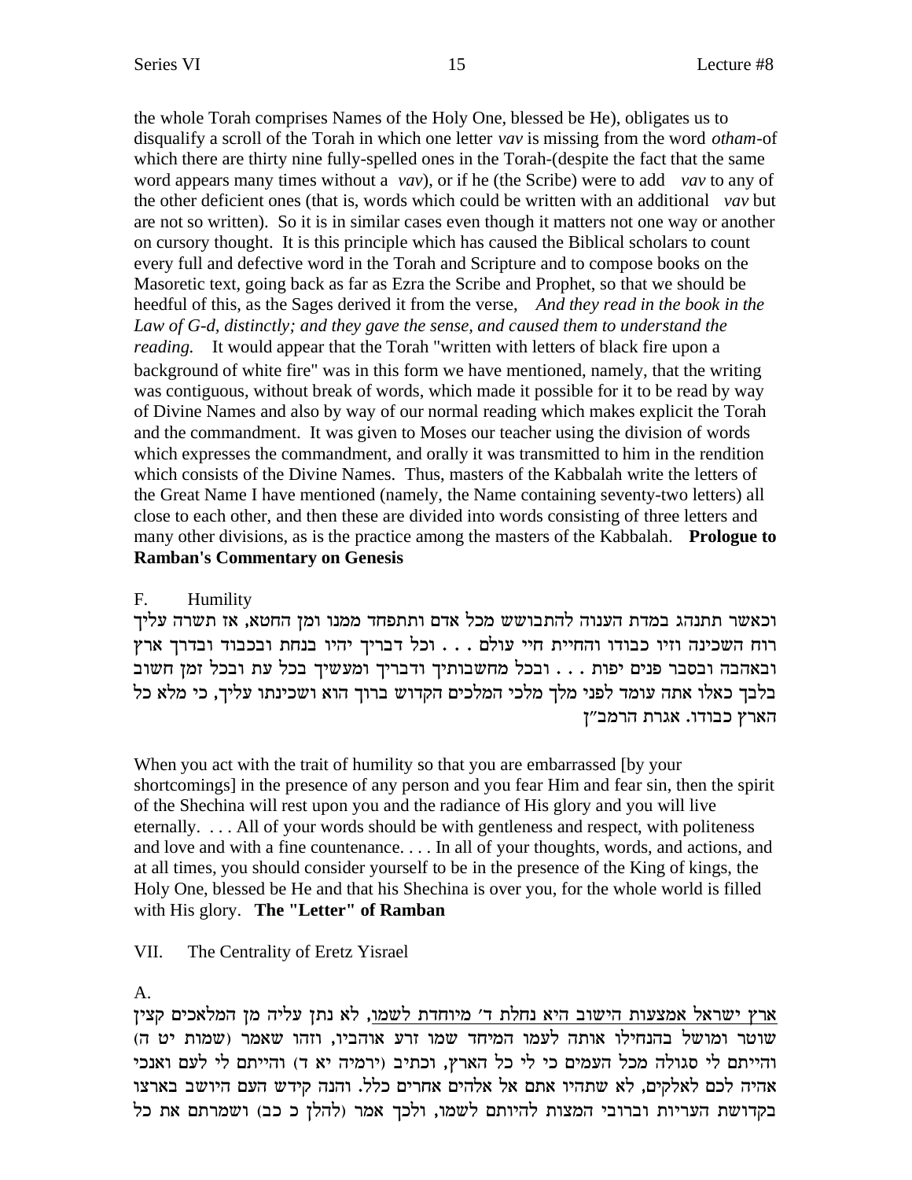the whole Torah comprises Names of the Holy One, blessed be He), obligates us to disqualify a scroll of the Torah in which one letter *vav* is missing from the word *otham*-of which there are thirty nine fully-spelled ones in the Torah-(despite the fact that the same word appears many times without a *vav*), or if he (the Scribe) were to add *vav* to any of the other deficient ones (that is, words which could be written with an additional *vav* but are not so written). So it is in similar cases even though it matters not one way or another on cursory thought. It is this principle which has caused the Biblical scholars to count every full and defective word in the Torah and Scripture and to compose books on the Masoretic text, going back as far as Ezra the Scribe and Prophet, so that we should be heedful of this, as the Sages derived it from the verse, *And they read in the book in the Law of G-d, distinctly; and they gave the sense, and caused them to understand the reading.* It would appear that the Torah "written with letters of black fire upon a background of white fire" was in this form we have mentioned, namely, that the writing was contiguous, without break of words, which made it possible for it to be read by way of Divine Names and also by way of our normal reading which makes explicit the Torah and the commandment. It was given to Moses our teacher using the division of words which expresses the commandment, and orally it was transmitted to him in the rendition which consists of the Divine Names. Thus, masters of the Kabbalah write the letters of the Great Name I have mentioned (namely, the Name containing seventy-two letters) all close to each other, and then these are divided into words consisting of three letters and many other divisions, as is the practice among the masters of the Kabbalah. **Prologue to Ramban's Commentary on Genesis**

F. Humility

וכאשר תתנהג במדת הענוה להתבושש מכל אדם ותתפחד ממנו ומן החטא, אז תשרה עליך רוח השכינה וזיו כבודו והחיית חיי עולם . . . וכל דבריך יהיו בנחת ובכבוד ובדרך ארץ ובאהבה ובסבר פנים יפות . . . ובכל מחשבותיך ודבריך ומעשיך בכל עת ובכל זמן חשוב בלבך כאלו אתה עומד לפני מלך מלכי המלכים הקדוש ברוך הוא ושכינתו עליך, כי מלא כל הארץ כבודו. אגרת הרמב"ן

When you act with the trait of humility so that you are embarrassed [by your shortcomings] in the presence of any person and you fear Him and fear sin, then the spirit of the Shechina will rest upon you and the radiance of His glory and you will live eternally. . . . All of your words should be with gentleness and respect, with politeness and love and with a fine countenance. . . . In all of your thoughts, words, and actions, and at all times, you should consider yourself to be in the presence of the King of kings, the Holy One, blessed be He and that his Shechina is over you, for the whole world is filled with His glory. **The "Letter" of Ramban**

VII. The Centrality of Eretz Yisrael

A.

<u>ארץ ישראל אמצעות הישוב היא נחלת ד' מיוחדת לשמו</u>, לא נתן עליה מן המלאכים קצין שוטר ומושל בהנחילו אותה לעמו המיחד שמו זרע אוהביו, וזהו שאמר (שמות יט ה) והייתם לי סגולה מכל העמים כי לי כל הארץ, וכתיב (ירמיה יא ד) והייתם לי לעם ואנכי אהיה לכם לאלקים, לא שתהיו אתם אל אלהים אחרים כלל. והנה קידש העם היושב בארצו בקדושת העריות וברובי המצות להיותם לשמו, ולכך אמר (להלן כ כב) ושמרתם את כל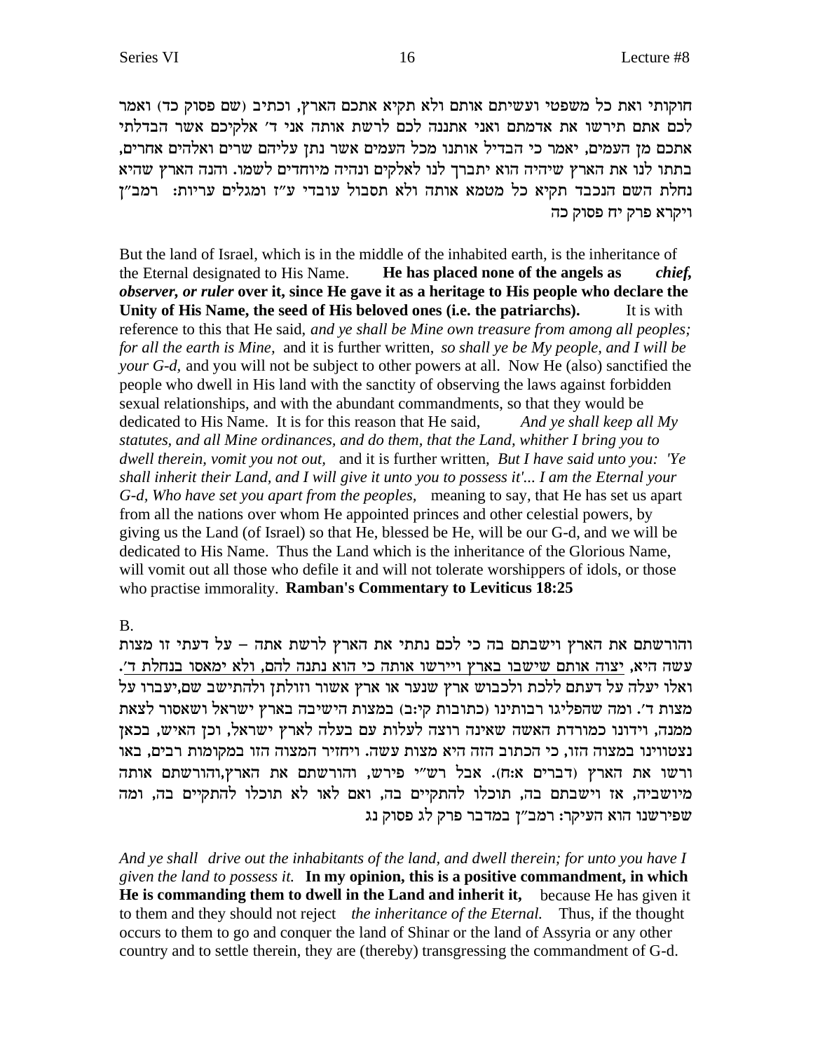חוקותי ואת כל משפטי ועשיתם אותם ולא תקיא אתכם הארץ, וכתיב (שם פסוק כד) ואמר לכם אתם תירשו את אדמתם ואני אתננה לכם לרשת אותה אני ד׳ אלקיכם אשר הבדלתי אתכם מן העמים, יאמר כי הבדיל אותנו מכל העמים אשר נתן עליהם שרים ואלהים אחרים, בתתו לנו את הארץ שיהיה הוא יתברך לנו לאלקים ונהיה מיוחדים לשמו. והנה הארץ שהיא נחלת השם הנכבד תקיא כל מטמא אותה ולא תסבול עובדי ע״ז ומגלים עריות: רמב״ן ויקרא פרק יח פסוק כה

But the land of Israel, which is in the middle of the inhabited earth, is the inheritance of the Eternal designated to His Name. **He has placed none of the angels as *chief, observer, or ruler* over it, since He gave it as a heritage to His people who declare the Unity of His Name, the seed of His beloved ones (i.e. the patriarchs).** It is with reference to this that He said, *and ye shall be Mine own treasure from among all peoples; for all the earth is Mine,* and it is further written, *so shall ye be My people, and I will be your G-d,* and you will not be subject to other powers at all. Now He (also) sanctified the people who dwell in His land with the sanctity of observing the laws against forbidden sexual relationships, and with the abundant commandments, so that they would be dedicated to His Name. It is for this reason that He said, *And ye shall keep all My statutes, and all Mine ordinances, and do them, that the Land, whither I bring you to dwell therein, vomit you not out,* and it is further written, *But I have said unto you: 'Ye shall inherit their Land, and I will give it unto you to possess it'... I am the Eternal your G-d, Who have set you apart from the peoples,* meaning to say, that He has set us apart from all the nations over whom He appointed princes and other celestial powers, by giving us the Land (of Israel) so that He, blessed be He, will be our G-d, and we will be dedicated to His Name. Thus the Land which is the inheritance of the Glorious Name, will vomit out all those who defile it and will not tolerate worshippers of idols, or those who practise immorality. **Ramban's Commentary to Leviticus 18:25**

B.

והורשתם את הארץ וישבתם בה כי לכם נתתי את הארץ לרשת אתה – על דעתי זו מצות עשה היא, יצוה אותם שישבו בארץ ויירשו אותה כי הוא נתנה להם, ולא ימאסו בנחלת ד׳. ואלו יעלה על דעתם ללכת ולכבוש ארץ שנער או ארץ אשור וזולתן ולהתישב שם, יעברו על מצות ד׳. ומה שהפליגו רבותינו (כתובות קי:ב) במצות הישיבה בארץ ישראל ושאסור לצאת ממנה, וידונו כמורדת האשה שאינה רוצה לעלות עם בעלה לארץ ישראל, וכן האיש, בכאן נצטווינו במצוה הזו, כי הכתוב הזה היא מצות עשה. ויחזיר המצוה הזו במקומות רבים, באו ורשו את הארץ (דברים א:ח). אבל רש״י פירש, והורשתם את הארץ, והורשתם אותה מיושביה, אז וישבתם בה, תוכלו להתקיים בה, ואם לאו לא תוכלו להתקיים בה, ומה שפירשנו הוא העיקר: רמב״ן במדבר פרק לג פסוק נג

*And ye shall drive out the inhabitants of the land, and dwell therein; for unto you have I given the land to possess it.* **In my opinion, this is a positive commandment, in which He is commanding them to dwell in the Land and inherit it,** because He has given it to them and they should not reject *the inheritance of the Eternal.* Thus, if the thought occurs to them to go and conquer the land of Shinar or the land of Assyria or any other country and to settle therein, they are (thereby) transgressing the commandment of G-d.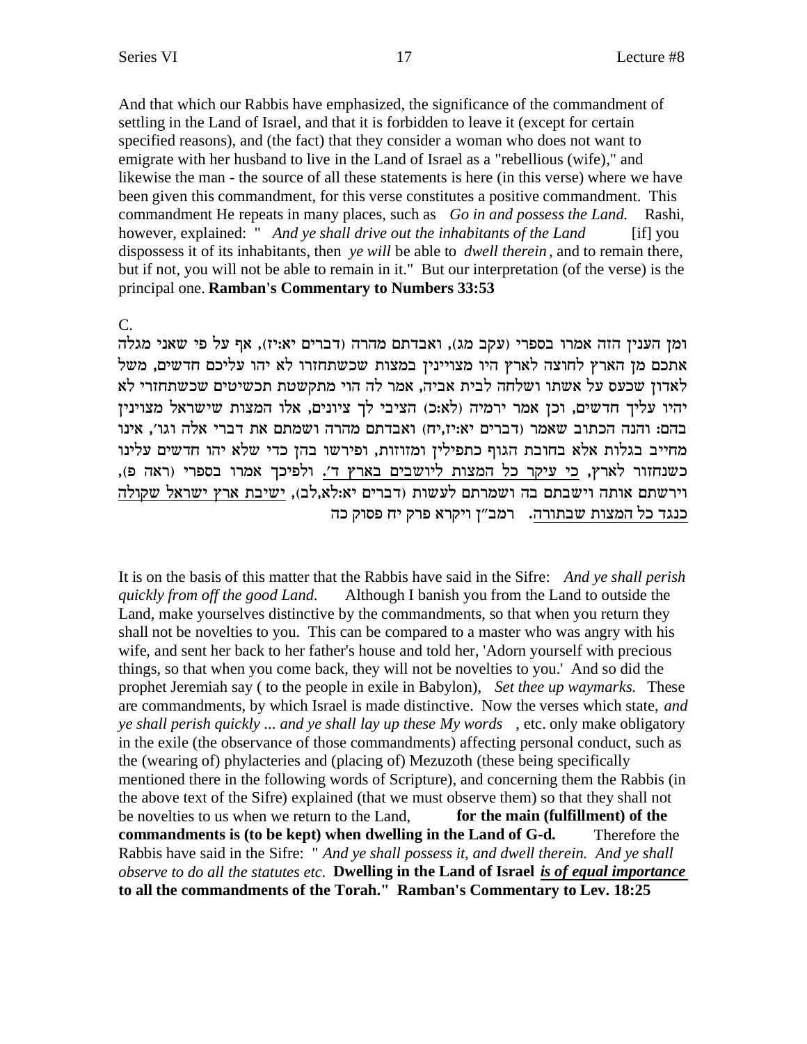And that which our Rabbis have emphasized, the significance of the commandment of settling in the Land of Israel, and that it is forbidden to leave it (except for certain specified reasons), and (the fact) that they consider a woman who does not want to emigrate with her husband to live in the Land of Israel as a "rebellious (wife)," and likewise the man - the source of all these statements is here (in this verse) where we have been given this commandment, for this verse constitutes a positive commandment. This commandment He repeats in many places, such as *Go in and possess the Land.* Rashi, however, explained: " *And ye shall drive out the inhabitants of the Land* [if] you dispossess it of its inhabitants, then *ye will* be able to *dwell therein*, and to remain there, but if not, you will not be able to remain in it." But our interpretation (of the verse) is the principal one. **Ramban's Commentary to Numbers 33:53**

C.

ומן הענין הזה אמרו בספרי (עקב מג), ואבדתם מהרה (דברים יא:יז), אף על פי שאני מגלה אתכם מן הארץ לחוצה לארץ היו מצויינין במצות שכשתחזרו לא יהו עליכם חדשים, משל לאדון שכעס על אשתו ושלחה לבית אביה, אמר לה הוי מתקשטת תכשיטים שכשתחזרי לא יהיו עליך חדשים, וכן אמר ירמיה (לא:כ) הציבי לך ציונים, אלו המצות שישראל מצוינין בהם: והנה הכתוב שאמר (דברים יא:יז,יח) ואבדתם מהרה ושמתם את דברי אלה וגו׳, אינו מחייב בגלות אלא בחובת הגוף כתפילין ומזוזות, ופירשו בהן כדי שלא יהו חדשים עלינו כשנחזור לארץ, <u>כי עיקר כל המצות ליושבים בארץ ד׳.</u> ולפיכך אמרו בספרי (ראה פ), וירשתם אותה וישבתם בה ושמרתם לעשות (דברים יא:לא,לב), <u>ישיבת ארץ ישראל שקולה כנגד כל המצות שבתורה.</u> רמב״ן ויקרא פרק יח פסוק כה

It is on the basis of this matter that the Rabbis have said in the Sifre: *And ye shall perish quickly from off the good Land.* Although I banish you from the Land to outside the Land, make yourselves distinctive by the commandments, so that when you return they shall not be novelties to you. This can be compared to a master who was angry with his wife, and sent her back to her father's house and told her, 'Adorn yourself with precious things, so that when you come back, they will not be novelties to you.' And so did the prophet Jeremiah say ( to the people in exile in Babylon), *Set thee up waymarks.* These are commandments, by which Israel is made distinctive. Now the verses which state, *and ye shall perish quickly ... and ye shall lay up these My words* , etc. only make obligatory in the exile (the observance of those commandments) affecting personal conduct, such as the (wearing of) phylacteries and (placing of) Mezuzoth (these being specifically mentioned there in the following words of Scripture), and concerning them the Rabbis (in the above text of the Sifre) explained (that we must observe them) so that they shall not be novelties to us when we return to the Land, **for the main (fulfillment) of the commandments is (to be kept) when dwelling in the Land of G-d.** Therefore the Rabbis have said in the Sifre: " *And ye shall possess it, and dwell therein. And ye shall observe to do all the statutes etc.* **Dwelling in the Land of Israel** ***<u>is of equal importance</u>*** **to all the commandments of the Torah." Ramban's Commentary to Lev. 18:25**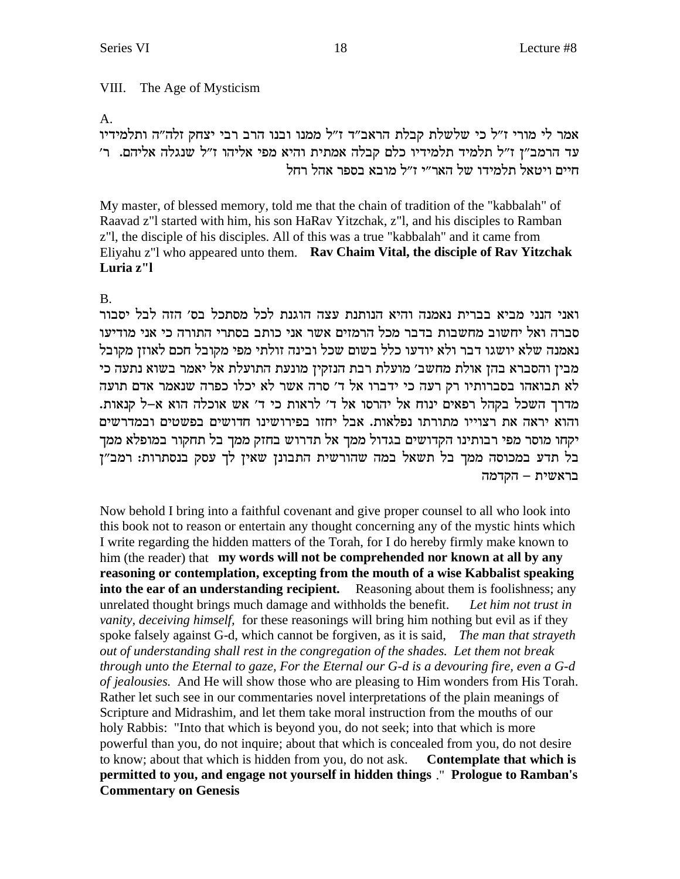## VIII. The Age of Mysticism

A.

אמר לי מורי ז"ל כי שלשלת קבלת הראב"ד ז"ל ממנו ובנו הרב רבי יצחק זלה"ה ותלמידיו עד הרמב"ן ז"ל תלמיד תלמידיו כלם קבלה אמתית והיא מפי אליהו ז"ל שנגלה אליהם. ר' חיים ויטאל תלמידו של האר"י ז"ל מובא בספר אהל רחל

My master, of blessed memory, told me that the chain of tradition of the "kabbalah" of Raavad z"l started with him, his son HaRav Yitzchak, z"l, and his disciples to Ramban z"l, the disciple of his disciples. All of this was a true "kabbalah" and it came from Eliyahu z"l who appeared unto them. **Rav Chaim Vital, the disciple of Rav Yitzchak Luria z"l**

B.

ואני הנני מביא בברית נאמנה והיא הנותנת עצה הוגנת לכל מסתכל בס' הזה לבל יסבור סברה ואל יחשוב מחשבות בדבר מכל הרמזים אשר אני כותב בסתרי התורה כי אני מודיעו נאמנה שלא יושגו דבר ולא יודעו כלל בשום שכל ובינה זולתי מפי מקובל חכם לאוזן מקובל מבין והסברא בהן אולת מחשב' מועלת רבת הנזקין מונעת התועלת אל יאמר בשוא נתעה כי לא תבואהו בסברותיו רק רעה כי ידברו אל ד' סרה אשר לא יכלו כפרה שנאמר אדם תועה מדרך השכל בקהל רפאים ינוח אל יהרסו אל ד' לראות כי ד' אש אוכלה הוא א-ל קנאות. והוא יראה את רצוייו מתורתו נפלאות. אבל יחזו בפירושינו חדושים בפשטים ובמדרשים יקחו מוסר מפי רבותינו הקדושים בגדול ממך אל תדרוש בחזק ממך אל תחקור במופלא ממך בל תדע במכוסה ממך בל תשאל במה שהורשית התבונן שאין לך עסק בנסתרות: רמב"ן בראשית – הקדמה

Now behold I bring into a faithful covenant and give proper counsel to all who look into this book not to reason or entertain any thought concerning any of the mystic hints which I write regarding the hidden matters of the Torah, for I do hereby firmly make known to him (the reader) that **my words will not be comprehended nor known at all by any reasoning or contemplation, excepting from the mouth of a wise Kabbalist speaking into the ear of an understanding recipient.** Reasoning about them is foolishness; any unrelated thought brings much damage and withholds the benefit. *Let him not trust in vanity, deceiving himself,* for these reasonings will bring him nothing but evil as if they spoke falsely against G-d, which cannot be forgiven, as it is said, *The man that strayeth out of understanding shall rest in the congregation of the shades. Let them not break through unto the Eternal to gaze, For the Eternal our G-d is a devouring fire, even a G-d of jealousies.* And He will show those who are pleasing to Him wonders from His Torah. Rather let such see in our commentaries novel interpretations of the plain meanings of Scripture and Midrashim, and let them take moral instruction from the mouths of our holy Rabbis: "Into that which is beyond you, do not seek; into that which is more powerful than you, do not inquire; about that which is concealed from you, do not desire to know; about that which is hidden from you, do not ask. **Contemplate that which is permitted to you, and engage not yourself in hidden things** ." **Prologue to Ramban's Commentary on Genesis**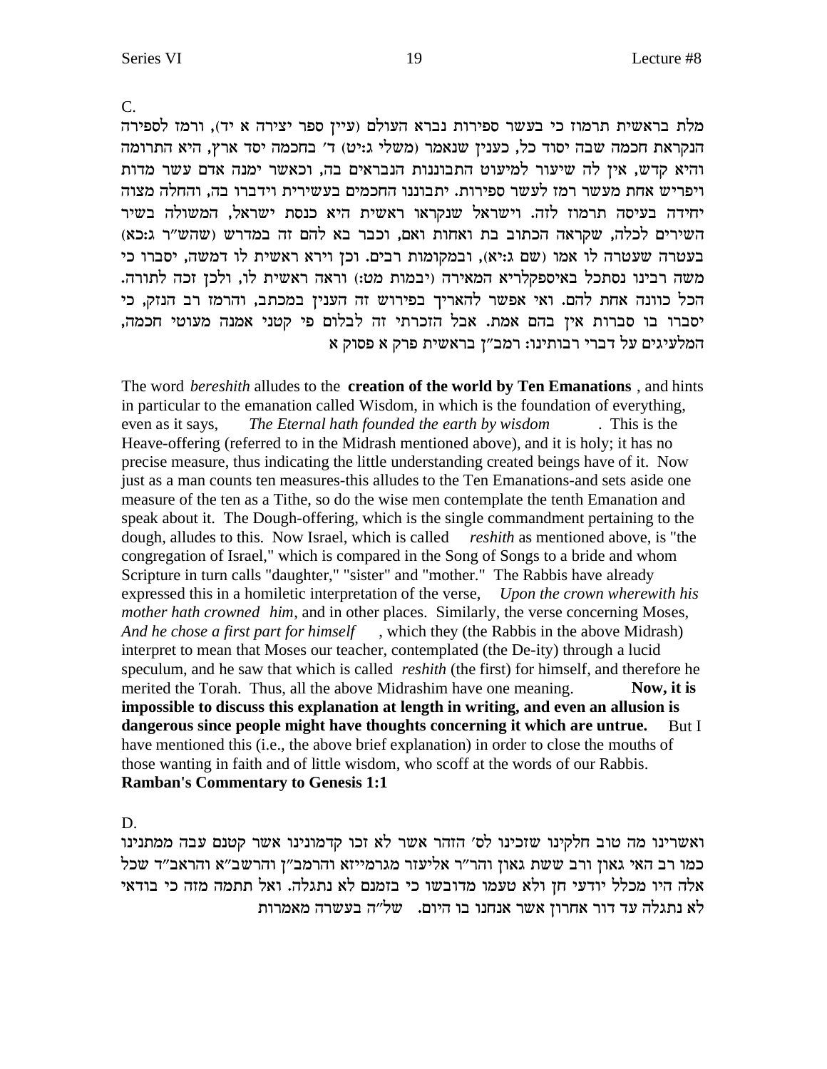C.

מלת בראשית תרמוז כי בעשר ספירות נברא העולם (עיין ספר יצירה א יד), ורמז לספירה הנקראת חכמה שבה יסוד כל, כענין שנאמר (משלי ג:יט) ד' בחכמה יסד ארץ, היא התרומה והיא קדש, אין לה שיעור למיעוט התבוננות הנבראים בה, וכאשר ימנה אדם עשר מדות ויפריש אחת מעשר רמז לעשר ספירות. יתבוננו החכמים בעשירית וידברו בה, והחלה מצוה יחידה בעיסה תרמוז לזה. וישראל שנקראו ראשית היא כנסת ישראל, המשולה בשיר השירים לכלה, שקראה הכתוב בת ואחות ואם, וכבר בא להם זה במדרש (שהש"ר ג:כא) בעטרה שעטרה לו אמו (שם ג:יא), ובמקומות רבים. וכן וירא ראשית לו דמשה, יסברו כי משה רבינו נסתכל באיספקלריא המאירה (יבמות מט:) וראה ראשית לו, ולכן זכה לתורה. הכל כוונה אחת להם. ואי אפשר להאריך בפירוש זה הענין במכתב, והרמז רב הנזק, כי יסברו בו סברות אין בהם אמת. אבל הזכרתי זה לבלום פי קטני אמנה מעוטי חכמה, המלעיגים על דברי רבותינו: רמב"ן בראשית פרק א פסוק א

The word *bereshith* alludes to the **creation of the world by Ten Emanations**, and hints in particular to the emanation called Wisdom, in which is the foundation of everything, even as it says, *The Eternal hath founded the earth by wisdom*. This is the Heave-offering (referred to in the Midrash mentioned above), and it is holy; it has no precise measure, thus indicating the little understanding created beings have of it. Now just as a man counts ten measures-this alludes to the Ten Emanations-and sets aside one measure of the ten as a Tithe, so do the wise men contemplate the tenth Emanation and speak about it. The Dough-offering, which is the single commandment pertaining to the dough, alludes to this. Now Israel, which is called *reshith* as mentioned above, is "the congregation of Israel," which is compared in the Song of Songs to a bride and whom Scripture in turn calls "daughter," "sister" and "mother." The Rabbis have already expressed this in a homiletic interpretation of the verse, *Upon the crown wherewith his mother hath crowned him*, and in other places. Similarly, the verse concerning Moses, *And he chose a first part for himself*, which they (the Rabbis in the above Midrash) interpret to mean that Moses our teacher, contemplated (the De-ity) through a lucid speculum, and he saw that which is called *reshith* (the first) for himself, and therefore he merited the Torah. Thus, all the above Midrashim have one meaning. **Now, it is impossible to discuss this explanation at length in writing, and even an allusion is dangerous since people might have thoughts concerning it which are untrue.** But I have mentioned this (i.e., the above brief explanation) in order to close the mouths of those wanting in faith and of little wisdom, who scoff at the words of our Rabbis.
**Ramban's Commentary to Genesis 1:1**

D.

ואשרינו מה טוב חלקינו שזכינו לס' הזהר אשר לא זכו קדמונינו אשר קטנם עבה ממתנינו כמו רב האי גאון ורב ששת גאון והר"ר אליעזר מגרמייזא והרמב"ן והרשב"א והראב"ד שכל אלה היו מכלל יודעי חן ולא טעמו מדובשו כי בזמנם לא נתגלה. ואל תתמה מזה כי בודאי לא נתגלה עד דור אחרון אשר אנחנו בו היום. של"ה בעשרה מאמרות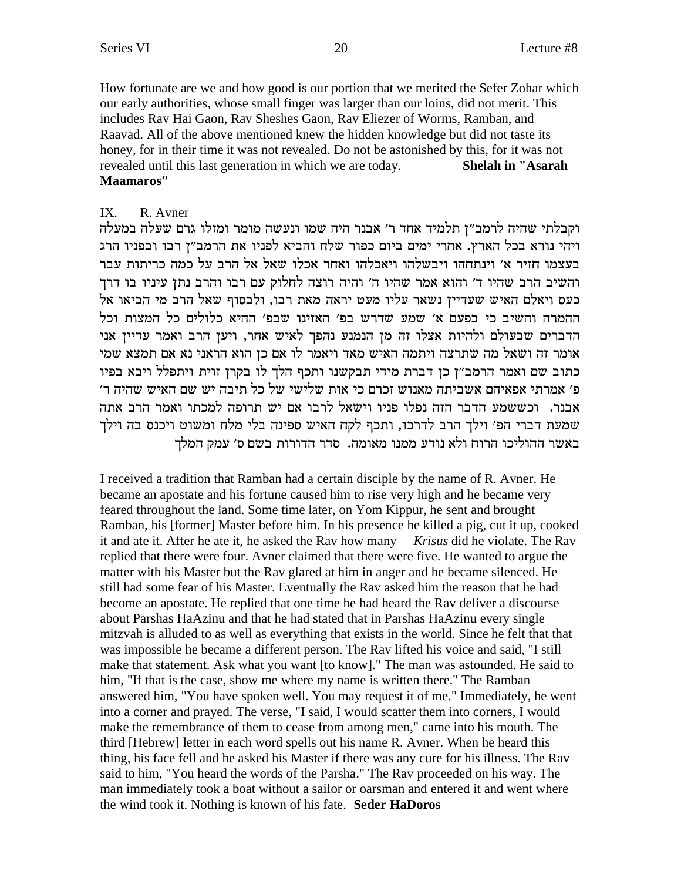How fortunate are we and how good is our portion that we merited the Sefer Zohar which our early authorities, whose small finger was larger than our loins, did not merit. This includes Rav Hai Gaon, Rav Sheshes Gaon, Rav Eliezer of Worms, Ramban, and Raavad. All of the above mentioned knew the hidden knowledge but did not taste its honey, for in their time it was not revealed. Do not be astonished by this, for it was not revealed until this last generation in which we are today. **Shelah in "Asarah Maamaros"**

IX. R. Avner

וקבלתי שהיה לרמב"ן תלמיד אחד ר' אבנר היה שמו ונעשה מומר ומזלו גרם שעלה במעלה ויהי נורא בכל הארץ. אחרי ימים ביום כפור שלח והביא לפניו את הרמב"ן רבו ובפניו הרג בעצמו חזיר א' וינתחהו ויבשלהו ויאכלהו ואחר אכלו שאל אל הרב על כמה כריתות עבר והשיב הרב שהיו ד' והוא אמר שהיו ה' והיה רוצה לחלוק עם רבו והרב נתן עיניו בו דרך כעס ויאלם האיש שעדיין נשאר עליו מעט יראה מאת רבו, ולבסוף שאל הרב מי הביאו אל ההמרה והשיב כי בפעם א' שמע שדרש בפ' האזינו שבפ' ההיא כלולים כל המצות וכל הדברים שבעולם ולהיות אצלו זה מן הנמנע נהפך לאיש אחר, ויען הרב ואמר עדיין אני אומר זה ושאל מה שתרצה ויתמה האיש מאד ויאמר לו אם כן הוא הראני נא אם תמצא שמי כתוב שם ואמר הרמב"ן כן דברת מידי תבקשנו ותכף הלך לו בקרן זוית ויתפלל ויבא בפיו פ' אמרתי אפאיהם אשביתה מאנוש זכרם כי אות שלישי של כל תיבה יש שם האיש שהיה ר' אבנר. וכששמע הדבר הזה נפלו פניו וישאל לרבו אם יש תרופה למכתו ואמר הרב אתה שמעת דברי הפ' וילך הרב לדרכו, ותכף לקח האיש ספינה בלי מלח ומשוט ויכנס בה וילך באשר ההוליכו הרוח ולא נודע ממנו מאומה. סדר הדורות בשם ס' עמק המלך

I received a tradition that Ramban had a certain disciple by the name of R. Avner. He became an apostate and his fortune caused him to rise very high and he became very feared throughout the land. Some time later, on Yom Kippur, he sent and brought Ramban, his [former] Master before him. In his presence he killed a pig, cut it up, cooked it and ate it. After he ate it, he asked the Rav how many *Krisus* did he violate. The Rav replied that there were four. Avner claimed that there were five. He wanted to argue the matter with his Master but the Rav glared at him in anger and he became silenced. He still had some fear of his Master. Eventually the Rav asked him the reason that he had become an apostate. He replied that one time he had heard the Rav deliver a discourse about Parshas HaAzinu and that he had stated that in Parshas HaAzinu every single mitzvah is alluded to as well as everything that exists in the world. Since he felt that that was impossible he became a different person. The Rav lifted his voice and said, "I still make that statement. Ask what you want [to know]." The man was astounded. He said to him, "If that is the case, show me where my name is written there." The Ramban answered him, "You have spoken well. You may request it of me." Immediately, he went into a corner and prayed. The verse, "I said, I would scatter them into corners, I would make the remembrance of them to cease from among men," came into his mouth. The third [Hebrew] letter in each word spells out his name R. Avner. When he heard this thing, his face fell and he asked his Master if there was any cure for his illness. The Rav said to him, "You heard the words of the Parsha." The Rav proceeded on his way. The man immediately took a boat without a sailor or oarsman and entered it and went where the wind took it. Nothing is known of his fate. **Seder HaDoros**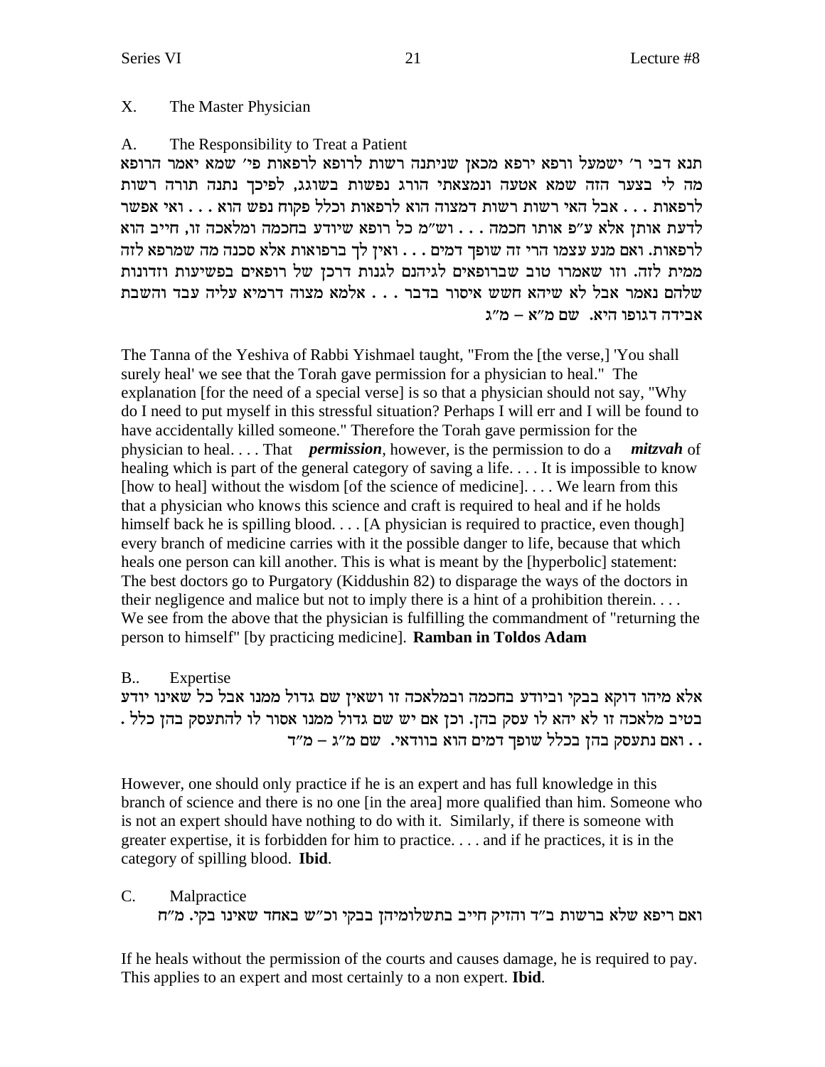## X. The Master Physician

### A. The Responsibility to Treat a Patient

תנא דבי ר' ישמעל ורפא ירפא מכאן שניתנה רשות לרופא לרפאות פי' שמא יאמר הרופא מה לי בצער הזה שמא אטעה ונמצאתי הורג נפשות בשוגג, לפיכך נתנה תורה רשות לרפאות . . . אבל האי רשות רשות דמצוה הוא לרפאות וכלל פקוח נפש הוא . . . ואי אפשר לדעת אותן אלא ע"פ אותו חכמה . . . וש"מ כל רופא שיודע בחכמה ומלאכה זו, חייב הוא לרפאות. ואם מנע עצמו הרי זה שופך דמים . . . ואין לך ברפואות אלא סכנה מה שמרפא לזה ממית לזה. וזו שאמרו טוב שברופאים לגיהנם לגנות דרכן של רופאים בפשיעות וזדונות שלהם נאמר אבל לא שיהא חשש איסור בדבר . . . אלמא מצוה דרמיא עליה עבד והשבת אבידה דגופו היא. שם מ"א – מ"ג

The Tanna of the Yeshiva of Rabbi Yishmael taught, "From the [the verse,] 'You shall surely heal' we see that the Torah gave permission for a physician to heal." The explanation [for the need of a special verse] is so that a physician should not say, "Why do I need to put myself in this stressful situation? Perhaps I will err and I will be found to have accidentally killed someone." Therefore the Torah gave permission for the physician to heal. . . . That ***permission***, however, is the permission to do a ***mitzvah*** of healing which is part of the general category of saving a life. . . . It is impossible to know [how to heal] without the wisdom [of the science of medicine]. . . . We learn from this that a physician who knows this science and craft is required to heal and if he holds himself back he is spilling blood. . . . [A physician is required to practice, even though] every branch of medicine carries with it the possible danger to life, because that which heals one person can kill another. This is what is meant by the [hyperbolic] statement: The best doctors go to Purgatory (Kiddushin 82) to disparage the ways of the doctors in their negligence and malice but not to imply there is a hint of a prohibition therein. . . . We see from the above that the physician is fulfilling the commandment of "returning the person to himself" [by practicing medicine]. **Ramban in Toldos Adam**

### B.. Expertise

אלא מיהו דוקא בבקי וביודע בחכמה ובמלאכה זו ושאין שם גדול ממנו אבל כל שאינו יודע בטיב מלאכה זו לא יהא לו עסק בהן. וכן אם יש שם גדול ממנו אסור לו להתעסק בהן כלל . . . ואם נתעסק בהן בכלל שופך דמים הוא בוודאי. שם מ"ג – מ"ד

However, one should only practice if he is an expert and has full knowledge in this branch of science and there is no one [in the area] more qualified than him. Someone who is not an expert should have nothing to do with it. Similarly, if there is someone with greater expertise, it is forbidden for him to practice. . . . and if he practices, it is in the category of spilling blood. **Ibid**.

### C. Malpractice

ואם ריפא שלא ברשות ב"ד והזיק חייב בתשלומיהן בבקי וכ"ש באחד שאינו בקי. מ"ח

If he heals without the permission of the courts and causes damage, he is required to pay. This applies to an expert and most certainly to a non expert. **Ibid**.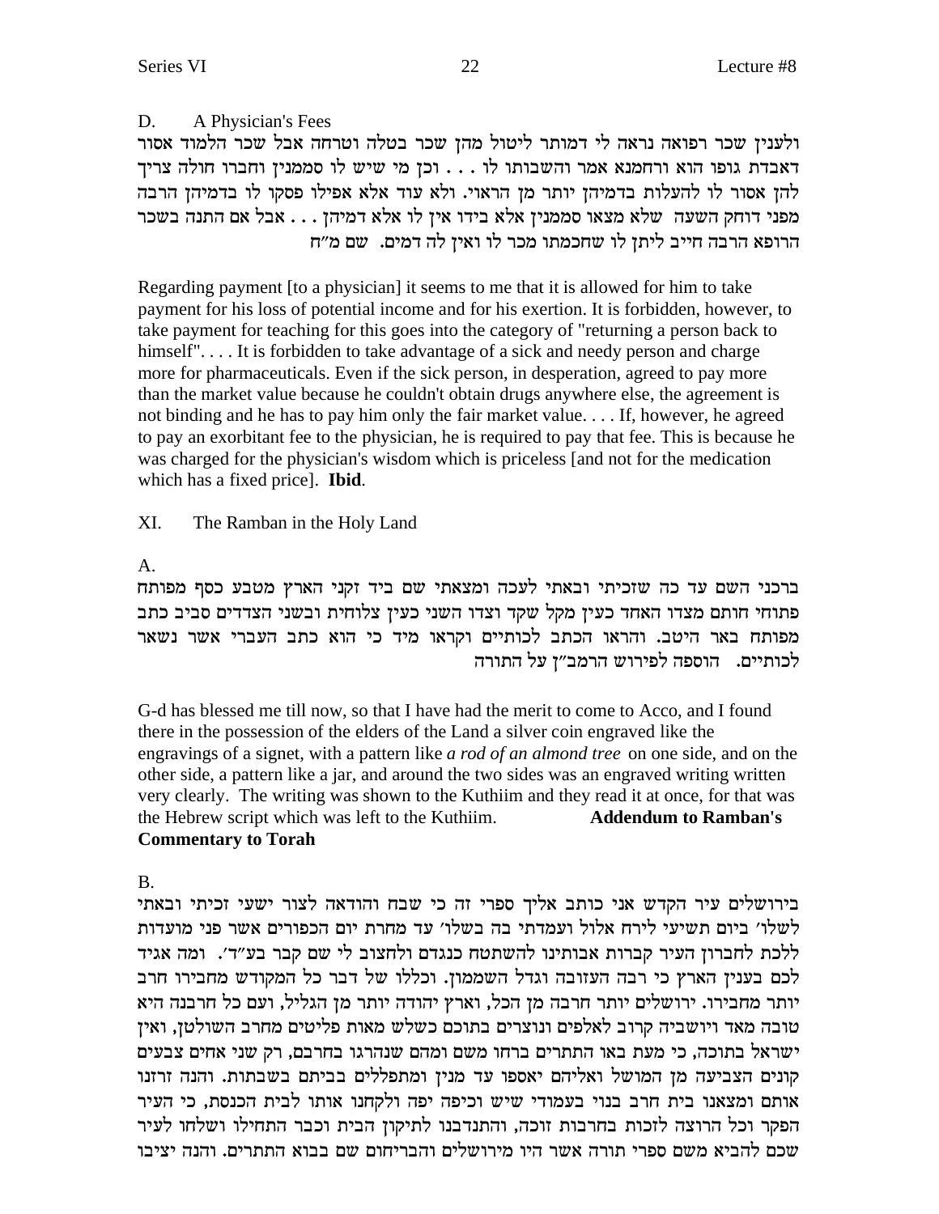D. A Physician's Fees

ולענין שכר רפואה נראה לי דמותר ליטול מהן שכר בטלה וטרחה אבל שכר הלמוד אסור דאבדת גופו הוא ורחמנא אמר והשבותו לו . . . וכן מי שיש לו סממנין וחברו חולה צריך להן אסור לו להעלות בדמיהן יותר מן הראוי. ולא עוד אלא אפילו פסקו לו בדמיהן הרבה מפני דוחק השעה שלא מצאו סממנין אלא בידו אין לו אלא דמיהן . . . אבל אם התנה בשכר הרופא הרבה חייב ליתן לו שחכמתו מכר לו ואין לה דמים. שם מ"ח

Regarding payment [to a physician] it seems to me that it is allowed for him to take payment for his loss of potential income and for his exertion. It is forbidden, however, to take payment for teaching for this goes into the category of "returning a person back to himself". . . . It is forbidden to take advantage of a sick and needy person and charge more for pharmaceuticals. Even if the sick person, in desperation, agreed to pay more than the market value because he couldn't obtain drugs anywhere else, the agreement is not binding and he has to pay him only the fair market value. . . . If, however, he agreed to pay an exorbitant fee to the physician, he is required to pay that fee. This is because he was charged for the physician's wisdom which is priceless [and not for the medication which has a fixed price]. **Ibid**.

XI. The Ramban in the Holy Land

A.

ברכני השם עד כה שזכיתי ובאתי לעכה ומצאתי שם ביד זקני הארץ מטבע כסף מפותח פתוחי חותם מצדו האחד כעין מקל שקד וצדו השני כעין צלוחית ובשני הצדדים סביב כתב מפותח באר היטב. והראו הכתב לכותיים וקראו מיד כי הוא כתב העברי אשר נשאר לכותיים. הוספה לפירוש הרמב"ן על התורה

G-d has blessed me till now, so that I have had the merit to come to Acco, and I found there in the possession of the elders of the Land a silver coin engraved like the engravings of a signet, with a pattern like *a rod of an almond tree* on one side, and on the other side, a pattern like a jar, and around the two sides was an engraved writing written very clearly. The writing was shown to the Kuthiim and they read it at once, for that was the Hebrew script which was left to the Kuthiim. **Addendum to Ramban's Commentary to Torah**

B.

בירושלים עיר הקדש אני כותב אליך ספרי זה כי שבח והודאה לצור ישעי זכיתי ובאתי לשלו' ביום תשיעי לירח אלול ועמדתי בה בשלו' עד מחרת יום הכפורים אשר פני מועדות ללכת לחברון העיר קברות אבותינו להשתטח כנגדם ולחצוב לי שם קבר בע"ד'. ומה אגיד לכם בענין הארץ כי רבה העזובה וגדל השממון. וכללו של דבר כל המקודש מחבירו חרב יותר מחבירו. ירושלים יותר חרבה מן הכל, וארץ יהודה יותר מן הגליל, ועם כל חרבנה היא טובה מאד ויושביה קרוב לאלפים ונוצרים בתוכם כשלש מאות פליטים מחרב השולטן, ואין ישראל בתוכה, כי מעת באו התתרים ברחו משם ומהם שנהרגו בחרבם, רק שני אחים צבעים קונים הצביעה מן המושל ואליהם יאספו עד מנין ומתפללים בביתם בשבתות. והנה זרזנו אותם ומצאנו בית חרב בנוי בעמודי שיש וכיפה יפה ולקחנו אותו לבית הכנסת, כי העיר הפקר וכל הרוצה לזכות בחרבות זוכה, והתנדבנו לתיקון הבית וכבר התחילו ושלחו לעיר שכם להביא משם ספרי תורה אשר היו מירושלים והבריחום שם בבוא התתרים. והנה יציבו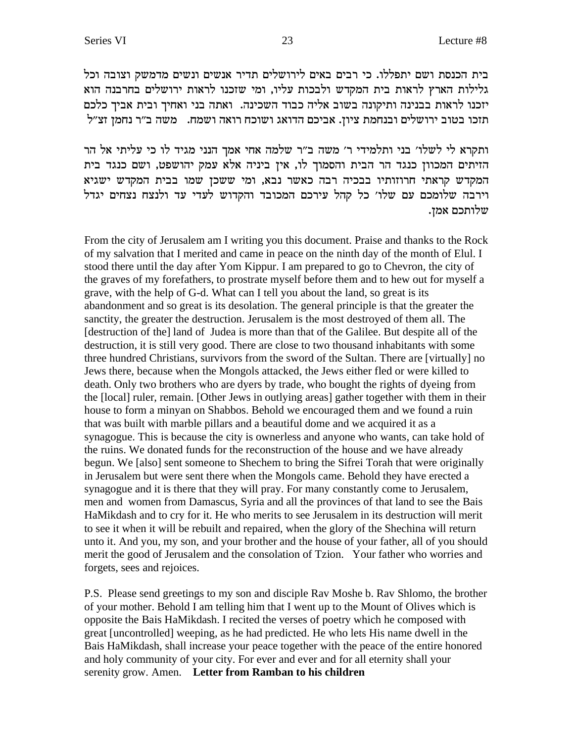בית הכנסת ושם יתפללו. כי רבים באים לירושלים תדיר אנשים ונשים מדמשק וצובה וכל גלילות הארץ לראות בית המקדש ולבכות עליו, ומי שזכנו לראות ירושלים בחרבנה הוא יזכנו לראות בבנינה ותיקונה בשוב אליה כבוד השכינה. ואתה בני ואחיך ובית אביך כלכם תזכו בטוב ירושלים ובנחמת ציון. אביכם הדואג ושוכח רואה ושמח. משה ב"ר נחמן זצ"ל

ותקרא לי לשלו' בני ותלמידי ר' משה ב"ר שלמה אחי אמך הנני מגיד לו כי עליתי אל הר הזיתים המכוון כנגד הר הבית והסמוך לו, אין ביניה אלא עמק יהושפט, ושם כנגד בית המקדש קראתי חרוזותיו בבכיה רבה כאשר נבא, ומי ששכן שמו בבית המקדש ישגיא וירבה שלומכם עם שלו' כל קהל עירכם המכובד והקדוש לעדי עד ולנצח נצחים יגדל שלותכם אמן.

From the city of Jerusalem am I writing you this document. Praise and thanks to the Rock of my salvation that I merited and came in peace on the ninth day of the month of Elul. I stood there until the day after Yom Kippur. I am prepared to go to Chevron, the city of the graves of my forefathers, to prostrate myself before them and to hew out for myself a grave, with the help of G-d. What can I tell you about the land, so great is its abandonment and so great is its desolation. The general principle is that the greater the sanctity, the greater the destruction. Jerusalem is the most destroyed of them all. The [destruction of the] land of Judea is more than that of the Galilee. But despite all of the destruction, it is still very good. There are close to two thousand inhabitants with some three hundred Christians, survivors from the sword of the Sultan. There are [virtually] no Jews there, because when the Mongols attacked, the Jews either fled or were killed to death. Only two brothers who are dyers by trade, who bought the rights of dyeing from the [local] ruler, remain. [Other Jews in outlying areas] gather together with them in their house to form a minyan on Shabbos. Behold we encouraged them and we found a ruin that was built with marble pillars and a beautiful dome and we acquired it as a synagogue. This is because the city is ownerless and anyone who wants, can take hold of the ruins. We donated funds for the reconstruction of the house and we have already begun. We [also] sent someone to Shechem to bring the Sifrei Torah that were originally in Jerusalem but were sent there when the Mongols came. Behold they have erected a synagogue and it is there that they will pray. For many constantly come to Jerusalem, men and women from Damascus, Syria and all the provinces of that land to see the Bais HaMikdash and to cry for it. He who merits to see Jerusalem in its destruction will merit to see it when it will be rebuilt and repaired, when the glory of the Shechina will return unto it. And you, my son, and your brother and the house of your father, all of you should merit the good of Jerusalem and the consolation of Tzion. Your father who worries and forgets, sees and rejoices.

P.S. Please send greetings to my son and disciple Rav Moshe b. Rav Shlomo, the brother of your mother. Behold I am telling him that I went up to the Mount of Olives which is opposite the Bais HaMikdash. I recited the verses of poetry which he composed with great [uncontrolled] weeping, as he had predicted. He who lets His name dwell in the Bais HaMikdash, shall increase your peace together with the peace of the entire honored and holy community of your city. For ever and ever and for all eternity shall your serenity grow. Amen. **Letter from Ramban to his children**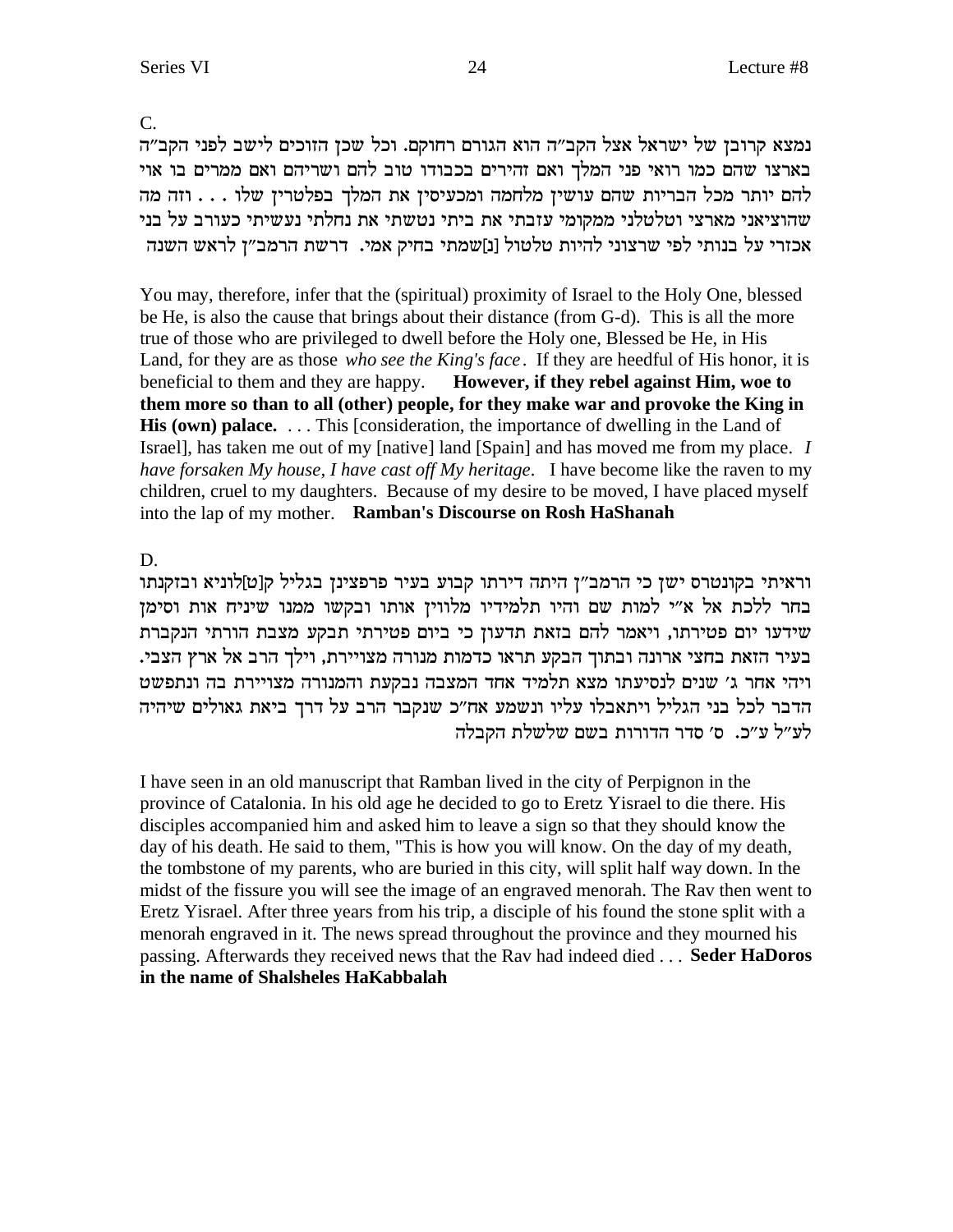C.

נמצא קרובן של ישראל אצל הקב"ה הוא הגורם רחוקם. וכל שכן הזוכים לישב לפני הקב"ה בארצו שהם כמו רואי פני המלך ואם זהירים בכבודו טוב להם ושריהם ואם ממרים בו אוי להם יותר מכל הבריות שהם עושין מלחמה ומכעיסין את המלך בפלטרין שלו . . . וזה מה שהוציאני מארצי וטלטלני ממקומי עזבתי את ביתי נטשתי את נחלתי נעשיתי כעורב על בני אכזרי על בנותי לפי שרצוני להיות טלטול [נ]שמתי בחיק אמי. דרשת הרמב"ן לראש השנה

You may, therefore, infer that the (spiritual) proximity of Israel to the Holy One, blessed be He, is also the cause that brings about their distance (from G-d). This is all the more true of those who are privileged to dwell before the Holy one, Blessed be He, in His Land, for they are as those *who see the King's face*. If they are heedful of His honor, it is beneficial to them and they are happy. **However, if they rebel against Him, woe to them more so than to all (other) people, for they make war and provoke the King in His (own) palace.** . . . This [consideration, the importance of dwelling in the Land of Israel], has taken me out of my [native] land [Spain] and has moved me from my place. *I have forsaken My house, I have cast off My heritage*. I have become like the raven to my children, cruel to my daughters. Because of my desire to be moved, I have placed myself into the lap of my mother. **Ramban's Discourse on Rosh HaShanah**

D.

וראיתי בקונטרס ישן כי הרמב"ן היתה דירתו קבוע בעיר פרפצינן בגליל ק[ט]לוניא ובזקנתו בחר ללכת אל א"י למות שם והיו תלמידיו מלווין אותו ובקשו ממנו שיניח אות וסימן שידעו יום פטירתו, ויאמר להם בזאת תדעון כי ביום פטירתי תבקע מצבת הורתי הנקברת בעיר הזאת בחצי ארונה ובתוך הבקע תראו כדמות מנורה מצויירת, וילך הרב אל ארץ הצבי. ויהי אחר ג' שנים לנסיעתו מצא תלמיד אחד המצבה נבקעת והמנורה מצויירת בה ונתפשט הדבר לכל בני הגליל ויתאבלו עליו ונשמע אח"כ שנקבר הרב על דרך ביאת גאולים שיהיה לע"ל ע"כ. ס' סדר הדורות בשם שלשלת הקבלה

I have seen in an old manuscript that Ramban lived in the city of Perpignon in the province of Catalonia. In his old age he decided to go to Eretz Yisrael to die there. His disciples accompanied him and asked him to leave a sign so that they should know the day of his death. He said to them, "This is how you will know. On the day of my death, the tombstone of my parents, who are buried in this city, will split half way down. In the midst of the fissure you will see the image of an engraved menorah. The Rav then went to Eretz Yisrael. After three years from his trip, a disciple of his found the stone split with a menorah engraved in it. The news spread throughout the province and they mourned his passing. Afterwards they received news that the Rav had indeed died . . . **Seder HaDoros in the name of Shalsheles HaKabbalah**